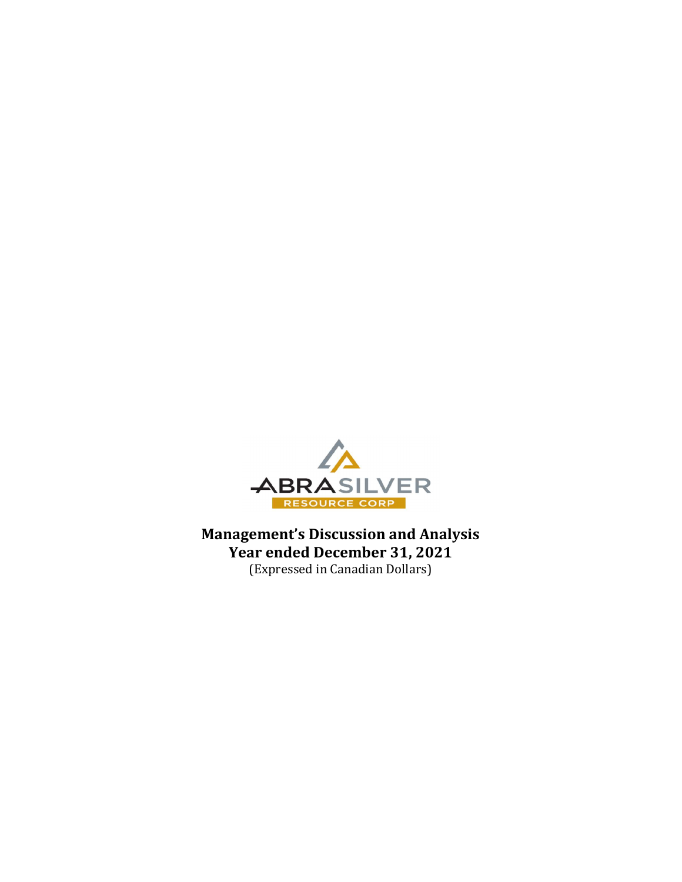ABRASILVER

RESOURCE CORP

# Management's Discussion and Analysis
# Year ended December 31, 2021

(Expressed in Canadian Dollars)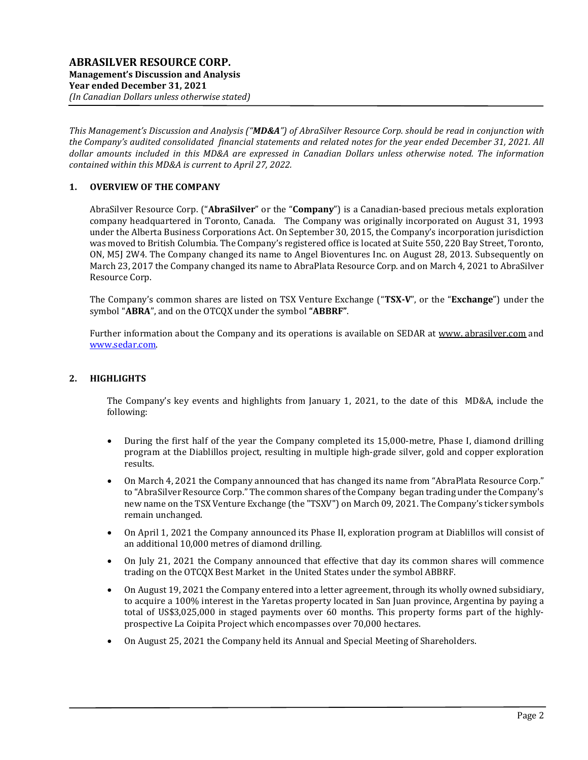*This Management's Discussion and Analysis ("**MD&A**") of AbraSilver Resource Corp. should be read in conjunction with the Company's audited consolidated financial statements and related notes for the year ended December 31, 2021. All dollar amounts included in this MD&A are expressed in Canadian Dollars unless otherwise noted. The information contained within this MD&A is current to April 27, 2022.*

## 1. OVERVIEW OF THE COMPANY

AbraSilver Resource Corp. ("**AbraSilver**" or the "**Company**") is a Canadian-based precious metals exploration company headquartered in Toronto, Canada. The Company was originally incorporated on August 31, 1993 under the Alberta Business Corporations Act. On September 30, 2015, the Company's incorporation jurisdiction was moved to British Columbia. The Company's registered office is located at Suite 550, 220 Bay Street, Toronto, ON, M5J 2W4. The Company changed its name to Angel Bioventures Inc. on August 28, 2013. Subsequently on March 23, 2017 the Company changed its name to AbraPlata Resource Corp. and on March 4, 2021 to AbraSilver Resource Corp.

The Company's common shares are listed on TSX Venture Exchange ("**TSX-V**", or the "**Exchange**") under the symbol "**ABRA**", and on the OTCQX under the symbol **"ABBRF"**.

Further information about the Company and its operations is available on SEDAR at www. abrasilver.com and www.sedar.com.

## 2. HIGHLIGHTS

The Company's key events and highlights from January 1, 2021, to the date of this MD&A, include the following:

- During the first half of the year the Company completed its 15,000-metre, Phase I, diamond drilling program at the Diablillos project, resulting in multiple high-grade silver, gold and copper exploration results.
- On March 4, 2021 the Company announced that has changed its name from "AbraPlata Resource Corp." to "AbraSilver Resource Corp." The common shares of the Company began trading under the Company's new name on the TSX Venture Exchange (the "TSXV") on March 09, 2021. The Company's ticker symbols remain unchanged.
- On April 1, 2021 the Company announced its Phase II, exploration program at Diablillos will consist of an additional 10,000 metres of diamond drilling.
- On July 21, 2021 the Company announced that effective that day its common shares will commence trading on the OTCQX Best Market in the United States under the symbol ABBRF.
- On August 19, 2021 the Company entered into a letter agreement, through its wholly owned subsidiary, to acquire a 100% interest in the Yaretas property located in San Juan province, Argentina by paying a total of US$3,025,000 in staged payments over 60 months. This property forms part of the highly-prospective La Coipita Project which encompasses over 70,000 hectares.
- On August 25, 2021 the Company held its Annual and Special Meeting of Shareholders.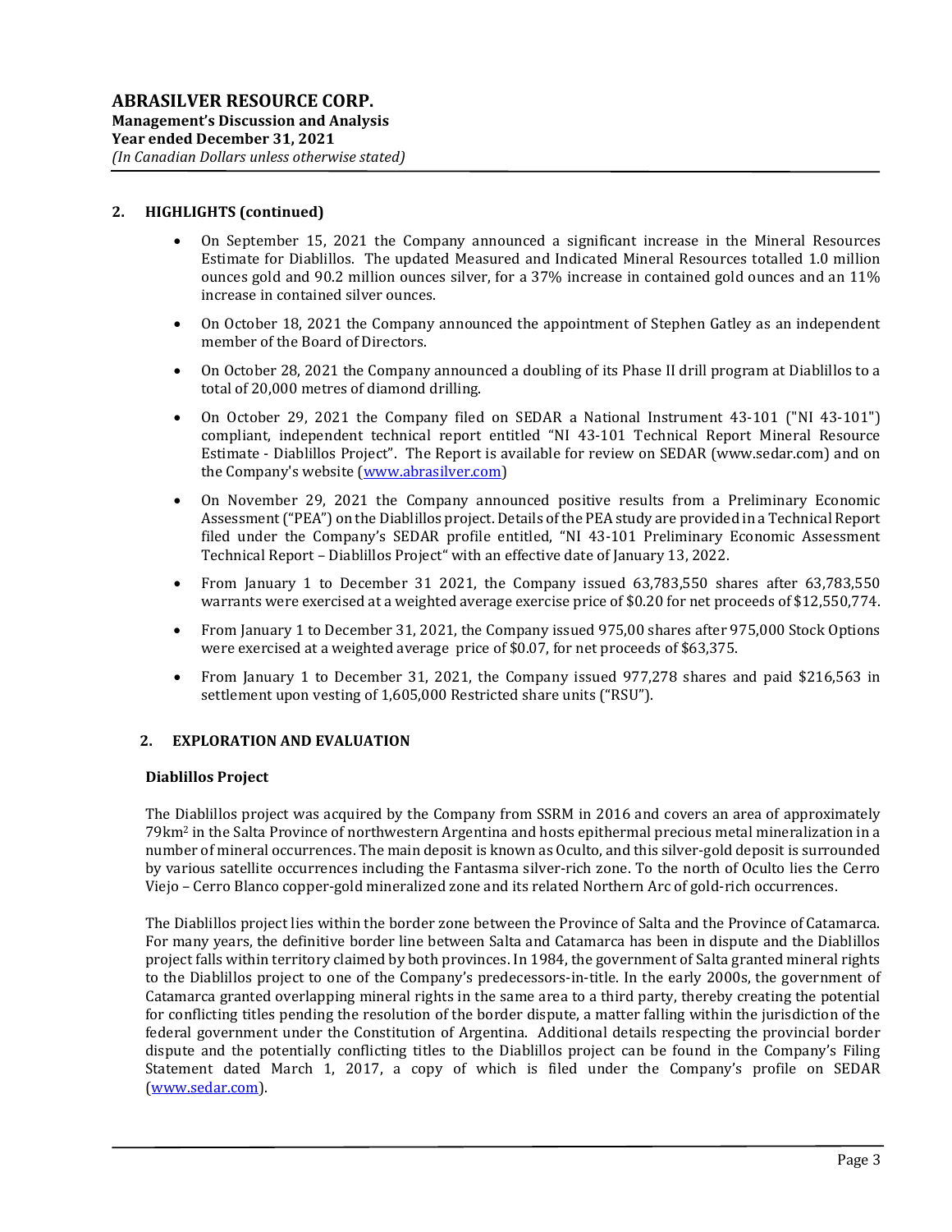## 2. HIGHLIGHTS (continued)

- On September 15, 2021 the Company announced a significant increase in the Mineral Resources Estimate for Diablillos. The updated Measured and Indicated Mineral Resources totalled 1.0 million ounces gold and 90.2 million ounces silver, for a 37% increase in contained gold ounces and an 11% increase in contained silver ounces.
- On October 18, 2021 the Company announced the appointment of Stephen Gatley as an independent member of the Board of Directors.
- On October 28, 2021 the Company announced a doubling of its Phase II drill program at Diablillos to a total of 20,000 metres of diamond drilling.
- On October 29, 2021 the Company filed on SEDAR a National Instrument 43-101 ("NI 43-101") compliant, independent technical report entitled "NI 43-101 Technical Report Mineral Resource Estimate - Diablillos Project". The Report is available for review on SEDAR (www.sedar.com) and on the Company's website (www.abrasilver.com)
- On November 29, 2021 the Company announced positive results from a Preliminary Economic Assessment ("PEA") on the Diablillos project. Details of the PEA study are provided in a Technical Report filed under the Company's SEDAR profile entitled, "NI 43-101 Preliminary Economic Assessment Technical Report – Diablillos Project" with an effective date of January 13, 2022.
- From January 1 to December 31 2021, the Company issued 63,783,550 shares after 63,783,550 warrants were exercised at a weighted average exercise price of $0.20 for net proceeds of $12,550,774.
- From January 1 to December 31, 2021, the Company issued 975,00 shares after 975,000 Stock Options were exercised at a weighted average price of $0.07, for net proceeds of $63,375.
- From January 1 to December 31, 2021, the Company issued 977,278 shares and paid $216,563 in settlement upon vesting of 1,605,000 Restricted share units ("RSU").

## 2. EXPLORATION AND EVALUATION

### Diablillos Project

The Diablillos project was acquired by the Company from SSRM in 2016 and covers an area of approximately 79km$^2$ in the Salta Province of northwestern Argentina and hosts epithermal precious metal mineralization in a number of mineral occurrences. The main deposit is known as Oculto, and this silver-gold deposit is surrounded by various satellite occurrences including the Fantasma silver-rich zone. To the north of Oculto lies the Cerro Viejo – Cerro Blanco copper-gold mineralized zone and its related Northern Arc of gold-rich occurrences.

The Diablillos project lies within the border zone between the Province of Salta and the Province of Catamarca. For many years, the definitive border line between Salta and Catamarca has been in dispute and the Diablillos project falls within territory claimed by both provinces. In 1984, the government of Salta granted mineral rights to the Diablillos project to one of the Company's predecessors-in-title. In the early 2000s, the government of Catamarca granted overlapping mineral rights in the same area to a third party, thereby creating the potential for conflicting titles pending the resolution of the border dispute, a matter falling within the jurisdiction of the federal government under the Constitution of Argentina. Additional details respecting the provincial border dispute and the potentially conflicting titles to the Diablillos project can be found in the Company's Filing Statement dated March 1, 2017, a copy of which is filed under the Company's profile on SEDAR (www.sedar.com).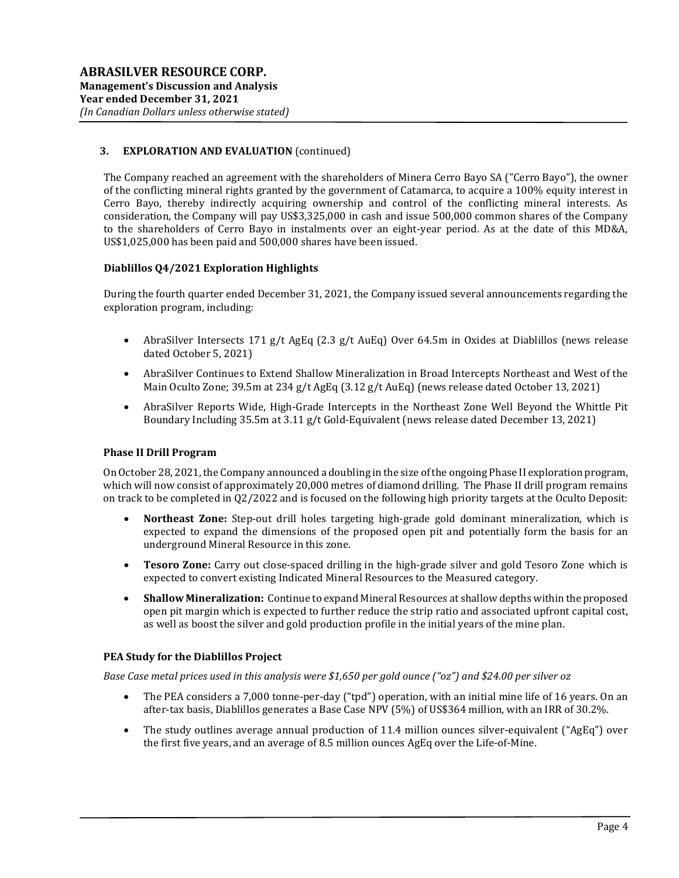## 3. EXPLORATION AND EVALUATION (continued)

The Company reached an agreement with the shareholders of Minera Cerro Bayo SA ("Cerro Bayo"), the owner of the conflicting mineral rights granted by the government of Catamarca, to acquire a 100% equity interest in Cerro Bayo, thereby indirectly acquiring ownership and control of the conflicting mineral interests. As consideration, the Company will pay US$3,325,000 in cash and issue 500,000 common shares of the Company to the shareholders of Cerro Bayo in instalments over an eight-year period. As at the date of this MD&A, US$1,025,000 has been paid and 500,000 shares have been issued.

### Diablillos Q4/2021 Exploration Highlights

During the fourth quarter ended December 31, 2021, the Company issued several announcements regarding the exploration program, including:

- AbraSilver Intersects 171 g/t AgEq (2.3 g/t AuEq) Over 64.5m in Oxides at Diablillos (news release dated October 5, 2021)
- AbraSilver Continues to Extend Shallow Mineralization in Broad Intercepts Northeast and West of the Main Oculto Zone; 39.5m at 234 g/t AgEq (3.12 g/t AuEq) (news release dated October 13, 2021)
- AbraSilver Reports Wide, High-Grade Intercepts in the Northeast Zone Well Beyond the Whittle Pit Boundary Including 35.5m at 3.11 g/t Gold-Equivalent (news release dated December 13, 2021)

### Phase II Drill Program

On October 28, 2021, the Company announced a doubling in the size of the ongoing Phase II exploration program, which will now consist of approximately 20,000 metres of diamond drilling. The Phase II drill program remains on track to be completed in Q2/2022 and is focused on the following high priority targets at the Oculto Deposit:

- **Northeast Zone:** Step-out drill holes targeting high-grade gold dominant mineralization, which is expected to expand the dimensions of the proposed open pit and potentially form the basis for an underground Mineral Resource in this zone.
- **Tesoro Zone:** Carry out close-spaced drilling in the high-grade silver and gold Tesoro Zone which is expected to convert existing Indicated Mineral Resources to the Measured category.
- **Shallow Mineralization:** Continue to expand Mineral Resources at shallow depths within the proposed open pit margin which is expected to further reduce the strip ratio and associated upfront capital cost, as well as boost the silver and gold production profile in the initial years of the mine plan.

### PEA Study for the Diablillos Project

*Base Case metal prices used in this analysis were $1,650 per gold ounce ("oz") and $24.00 per silver oz*

- The PEA considers a 7,000 tonne-per-day ("tpd") operation, with an initial mine life of 16 years. On an after-tax basis, Diablillos generates a Base Case NPV (5%) of US$364 million, with an IRR of 30.2%.
- The study outlines average annual production of 11.4 million ounces silver-equivalent ("AgEq") over the first five years, and an average of 8.5 million ounces AgEq over the Life-of-Mine.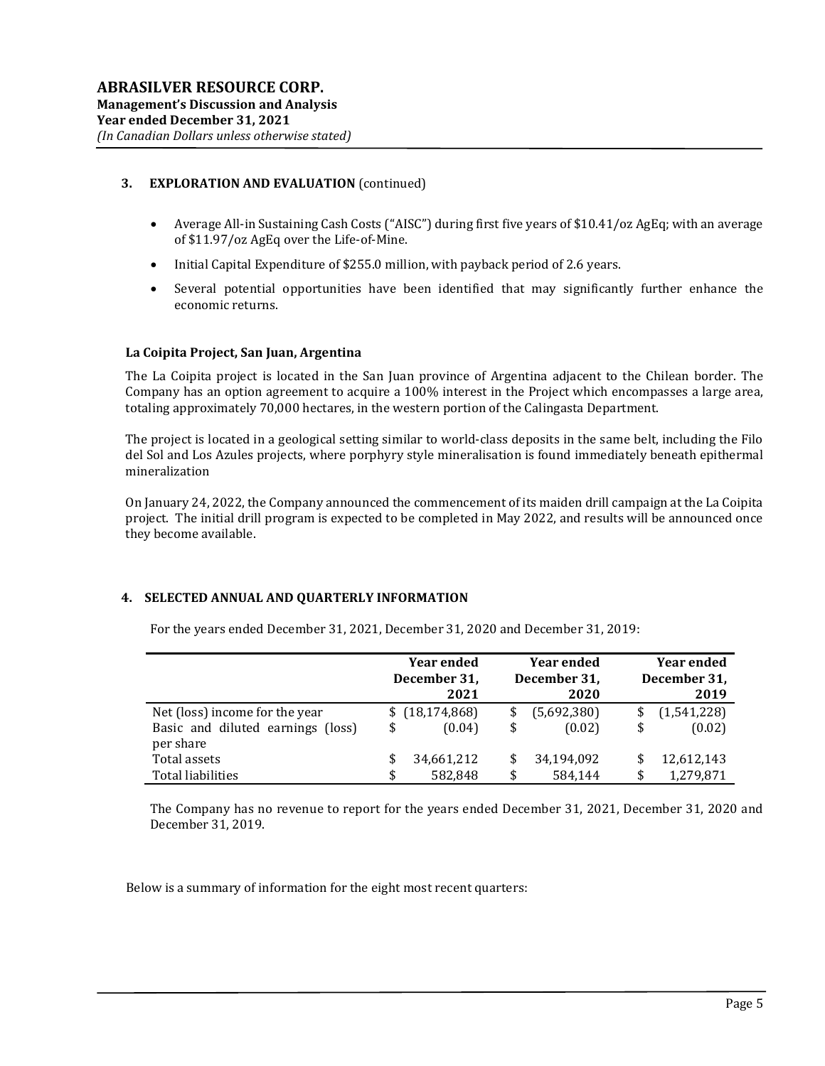## 3. EXPLORATION AND EVALUATION (continued)

- Average All-in Sustaining Cash Costs ("AISC") during first five years of $10.41/oz AgEq; with an average of $11.97/oz AgEq over the Life-of-Mine.
- Initial Capital Expenditure of $255.0 million, with payback period of 2.6 years.
- Several potential opportunities have been identified that may significantly further enhance the economic returns.

### La Coipita Project, San Juan, Argentina

The La Coipita project is located in the San Juan province of Argentina adjacent to the Chilean border. The Company has an option agreement to acquire a 100% interest in the Project which encompasses a large area, totaling approximately 70,000 hectares, in the western portion of the Calingasta Department.

The project is located in a geological setting similar to world-class deposits in the same belt, including the Filo del Sol and Los Azules projects, where porphyry style mineralisation is found immediately beneath epithermal mineralization

On January 24, 2022, the Company announced the commencement of its maiden drill campaign at the La Coipita project. The initial drill program is expected to be completed in May 2022, and results will be announced once they become available.

## 4. SELECTED ANNUAL AND QUARTERLY INFORMATION

For the years ended December 31, 2021, December 31, 2020 and December 31, 2019:

| | Year ended December 31, 2021 | Year ended December 31, 2020 | Year ended December 31, 2019 |
|---|---|---|---|
| Net (loss) income for the year | $ (18,174,868) | $ (5,692,380) | $ (1,541,228) |
| Basic and diluted earnings (loss) per share | $ (0.04) | $ (0.02) | $ (0.02) |
| Total assets | $ 34,661,212 | $ 34,194,092 | $ 12,612,143 |
| Total liabilities | $ 582,848 | $ 584,144 | $ 1,279,871 |

The Company has no revenue to report for the years ended December 31, 2021, December 31, 2020 and December 31, 2019.

Below is a summary of information for the eight most recent quarters: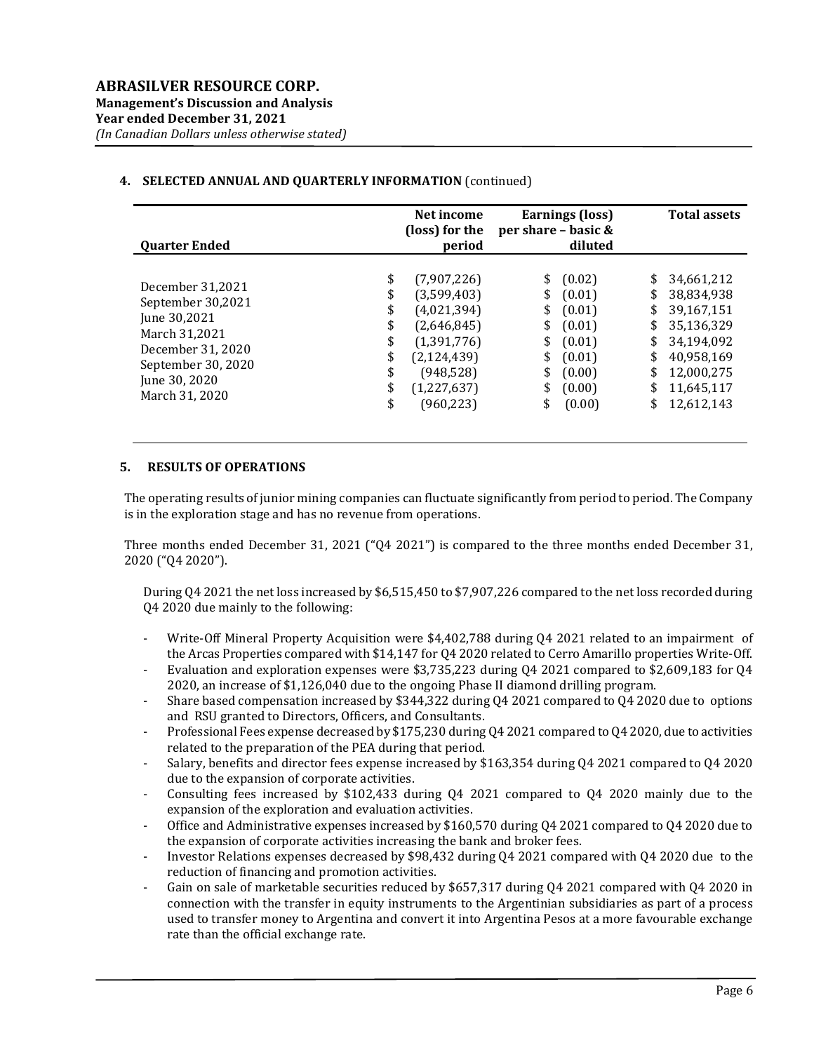## 4. SELECTED ANNUAL AND QUARTERLY INFORMATION (continued)

| Quarter Ended | Net income (loss) for the period | Earnings (loss) per share – basic & diluted | Total assets |
|---|---|---|---|
| December 31,2021 | $ (7,907,226) | $ (0.02) | $ 34,661,212 |
| September 30,2021 | $ (3,599,403) | $ (0.01) | $ 38,834,938 |
| June 30,2021 | $ (4,021,394) | $ (0.01) | $ 39,167,151 |
| March 31,2021 | $ (2,646,845) | $ (0.01) | $ 35,136,329 |
| December 31, 2020 | $ (1,391,776) | $ (0.01) | $ 34,194,092 |
| September 30, 2020 | $ (2,124,439) | $ (0.01) | $ 40,958,169 |
| June 30, 2020 | $ (948,528) | $ (0.00) | $ 12,000,275 |
| March 31, 2020 | $ (1,227,637) | $ (0.00) | $ 11,645,117 |
| | $ (960,223) | $ (0.00) | $ 12,612,143 |

## 5. RESULTS OF OPERATIONS

The operating results of junior mining companies can fluctuate significantly from period to period. The Company is in the exploration stage and has no revenue from operations.

Three months ended December 31, 2021 ("Q4 2021") is compared to the three months ended December 31, 2020 ("Q4 2020").

During Q4 2021 the net loss increased by $6,515,450 to $7,907,226 compared to the net loss recorded during Q4 2020 due mainly to the following:

- Write-Off Mineral Property Acquisition were $4,402,788 during Q4 2021 related to an impairment of the Arcas Properties compared with $14,147 for Q4 2020 related to Cerro Amarillo properties Write-Off.
- Evaluation and exploration expenses were $3,735,223 during Q4 2021 compared to $2,609,183 for Q4 2020, an increase of $1,126,040 due to the ongoing Phase II diamond drilling program.
- Share based compensation increased by $344,322 during Q4 2021 compared to Q4 2020 due to options and RSU granted to Directors, Officers, and Consultants.
- Professional Fees expense decreased by $175,230 during Q4 2021 compared to Q4 2020, due to activities related to the preparation of the PEA during that period.
- Salary, benefits and director fees expense increased by $163,354 during Q4 2021 compared to Q4 2020 due to the expansion of corporate activities.
- Consulting fees increased by $102,433 during Q4 2021 compared to Q4 2020 mainly due to the expansion of the exploration and evaluation activities.
- Office and Administrative expenses increased by $160,570 during Q4 2021 compared to Q4 2020 due to the expansion of corporate activities increasing the bank and broker fees.
- Investor Relations expenses decreased by $98,432 during Q4 2021 compared with Q4 2020 due to the reduction of financing and promotion activities.
- Gain on sale of marketable securities reduced by $657,317 during Q4 2021 compared with Q4 2020 in connection with the transfer in equity instruments to the Argentinian subsidiaries as part of a process used to transfer money to Argentina and convert it into Argentina Pesos at a more favourable exchange rate than the official exchange rate.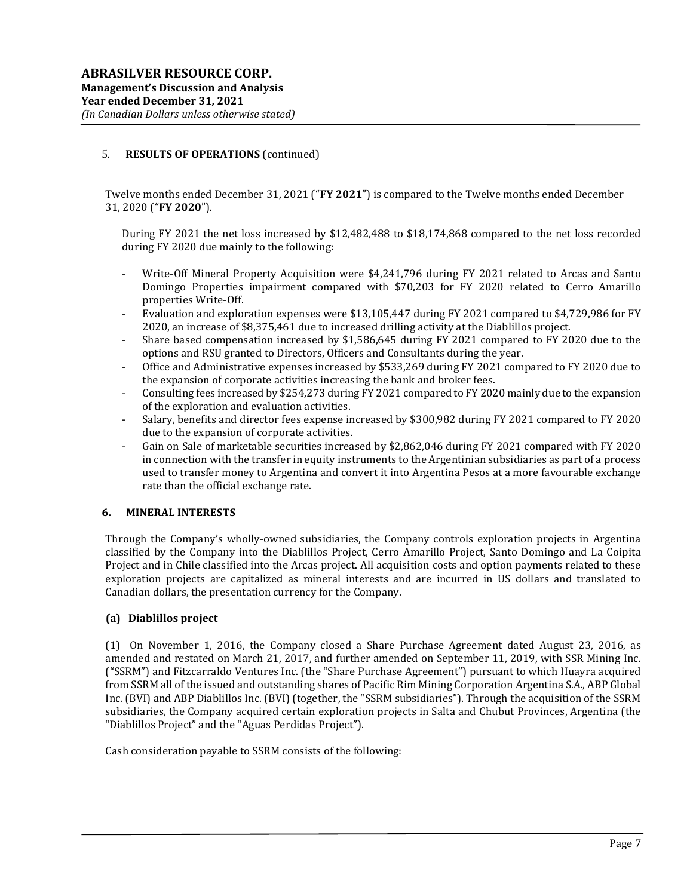## 5. RESULTS OF OPERATIONS (continued)

Twelve months ended December 31, 2021 ("**FY 2021**") is compared to the Twelve months ended December 31, 2020 ("**FY 2020**").

During FY 2021 the net loss increased by $12,482,488 to $18,174,868 compared to the net loss recorded during FY 2020 due mainly to the following:

- Write-Off Mineral Property Acquisition were $4,241,796 during FY 2021 related to Arcas and Santo Domingo Properties impairment compared with $70,203 for FY 2020 related to Cerro Amarillo properties Write-Off.
- Evaluation and exploration expenses were $13,105,447 during FY 2021 compared to $4,729,986 for FY 2020, an increase of $8,375,461 due to increased drilling activity at the Diablillos project.
- Share based compensation increased by $1,586,645 during FY 2021 compared to FY 2020 due to the options and RSU granted to Directors, Officers and Consultants during the year.
- Office and Administrative expenses increased by $533,269 during FY 2021 compared to FY 2020 due to the expansion of corporate activities increasing the bank and broker fees.
- Consulting fees increased by $254,273 during FY 2021 compared to FY 2020 mainly due to the expansion of the exploration and evaluation activities.
- Salary, benefits and director fees expense increased by $300,982 during FY 2021 compared to FY 2020 due to the expansion of corporate activities.
- Gain on Sale of marketable securities increased by $2,862,046 during FY 2021 compared with FY 2020 in connection with the transfer in equity instruments to the Argentinian subsidiaries as part of a process used to transfer money to Argentina and convert it into Argentina Pesos at a more favourable exchange rate than the official exchange rate.

## 6. MINERAL INTERESTS

Through the Company's wholly-owned subsidiaries, the Company controls exploration projects in Argentina classified by the Company into the Diablillos Project, Cerro Amarillo Project, Santo Domingo and La Coipita Project and in Chile classified into the Arcas project. All acquisition costs and option payments related to these exploration projects are capitalized as mineral interests and are incurred in US dollars and translated to Canadian dollars, the presentation currency for the Company.

### (a) Diablillos project

(1) On November 1, 2016, the Company closed a Share Purchase Agreement dated August 23, 2016, as amended and restated on March 21, 2017, and further amended on September 11, 2019, with SSR Mining Inc. ("SSRM") and Fitzcarraldo Ventures Inc. (the "Share Purchase Agreement") pursuant to which Huayra acquired from SSRM all of the issued and outstanding shares of Pacific Rim Mining Corporation Argentina S.A., ABP Global Inc. (BVI) and ABP Diablillos Inc. (BVI) (together, the "SSRM subsidiaries"). Through the acquisition of the SSRM subsidiaries, the Company acquired certain exploration projects in Salta and Chubut Provinces, Argentina (the "Diablillos Project" and the "Aguas Perdidas Project").

Cash consideration payable to SSRM consists of the following: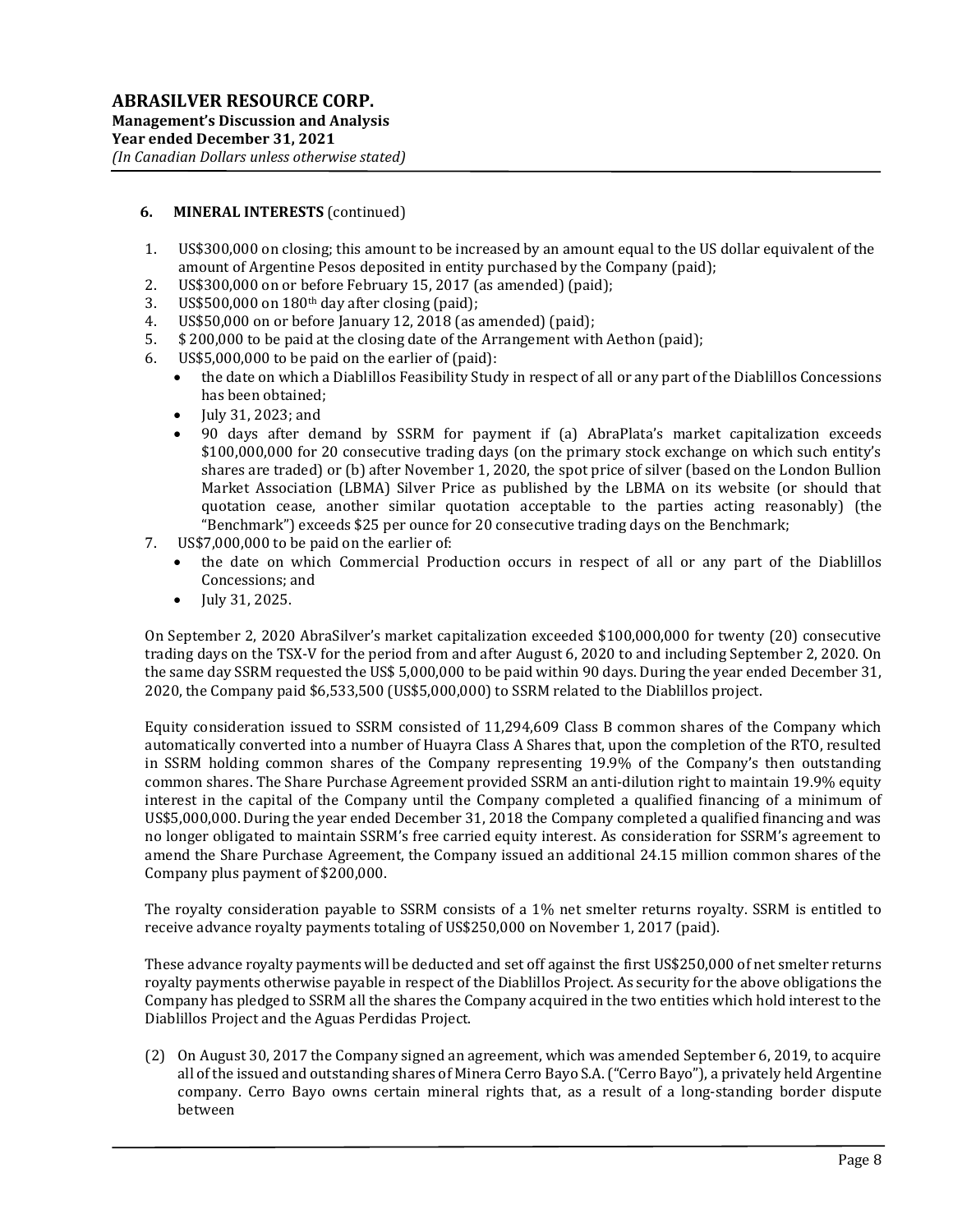**6. MINERAL INTERESTS** (continued)

1. US$300,000 on closing; this amount to be increased by an amount equal to the US dollar equivalent of the amount of Argentine Pesos deposited in entity purchased by the Company (paid);
2. US$300,000 on or before February 15, 2017 (as amended) (paid);
3. US$500,000 on 180th day after closing (paid);
4. US$50,000 on or before January 12, 2018 (as amended) (paid);
5. $ 200,000 to be paid at the closing date of the Arrangement with Aethon (paid);
6. US$5,000,000 to be paid on the earlier of (paid):
   - the date on which a Diablillos Feasibility Study in respect of all or any part of the Diablillos Concessions has been obtained;
   - July 31, 2023; and
   - 90 days after demand by SSRM for payment if (a) AbraPlata's market capitalization exceeds $100,000,000 for 20 consecutive trading days (on the primary stock exchange on which such entity's shares are traded) or (b) after November 1, 2020, the spot price of silver (based on the London Bullion Market Association (LBMA) Silver Price as published by the LBMA on its website (or should that quotation cease, another similar quotation acceptable to the parties acting reasonably) (the "Benchmark") exceeds $25 per ounce for 20 consecutive trading days on the Benchmark;
7. US$7,000,000 to be paid on the earlier of:
   - the date on which Commercial Production occurs in respect of all or any part of the Diablillos Concessions; and
   - July 31, 2025.

On September 2, 2020 AbraSilver's market capitalization exceeded $100,000,000 for twenty (20) consecutive trading days on the TSX-V for the period from and after August 6, 2020 to and including September 2, 2020. On the same day SSRM requested the US$ 5,000,000 to be paid within 90 days. During the year ended December 31, 2020, the Company paid $6,533,500 (US$5,000,000) to SSRM related to the Diablillos project.

Equity consideration issued to SSRM consisted of 11,294,609 Class B common shares of the Company which automatically converted into a number of Huayra Class A Shares that, upon the completion of the RTO, resulted in SSRM holding common shares of the Company representing 19.9% of the Company's then outstanding common shares. The Share Purchase Agreement provided SSRM an anti-dilution right to maintain 19.9% equity interest in the capital of the Company until the Company completed a qualified financing of a minimum of US$5,000,000. During the year ended December 31, 2018 the Company completed a qualified financing and was no longer obligated to maintain SSRM's free carried equity interest. As consideration for SSRM's agreement to amend the Share Purchase Agreement, the Company issued an additional 24.15 million common shares of the Company plus payment of $200,000.

The royalty consideration payable to SSRM consists of a 1% net smelter returns royalty. SSRM is entitled to receive advance royalty payments totaling of US$250,000 on November 1, 2017 (paid).

These advance royalty payments will be deducted and set off against the first US$250,000 of net smelter returns royalty payments otherwise payable in respect of the Diablillos Project. As security for the above obligations the Company has pledged to SSRM all the shares the Company acquired in the two entities which hold interest to the Diablillos Project and the Aguas Perdidas Project.

(2) On August 30, 2017 the Company signed an agreement, which was amended September 6, 2019, to acquire all of the issued and outstanding shares of Minera Cerro Bayo S.A. ("Cerro Bayo"), a privately held Argentine company. Cerro Bayo owns certain mineral rights that, as a result of a long-standing border dispute between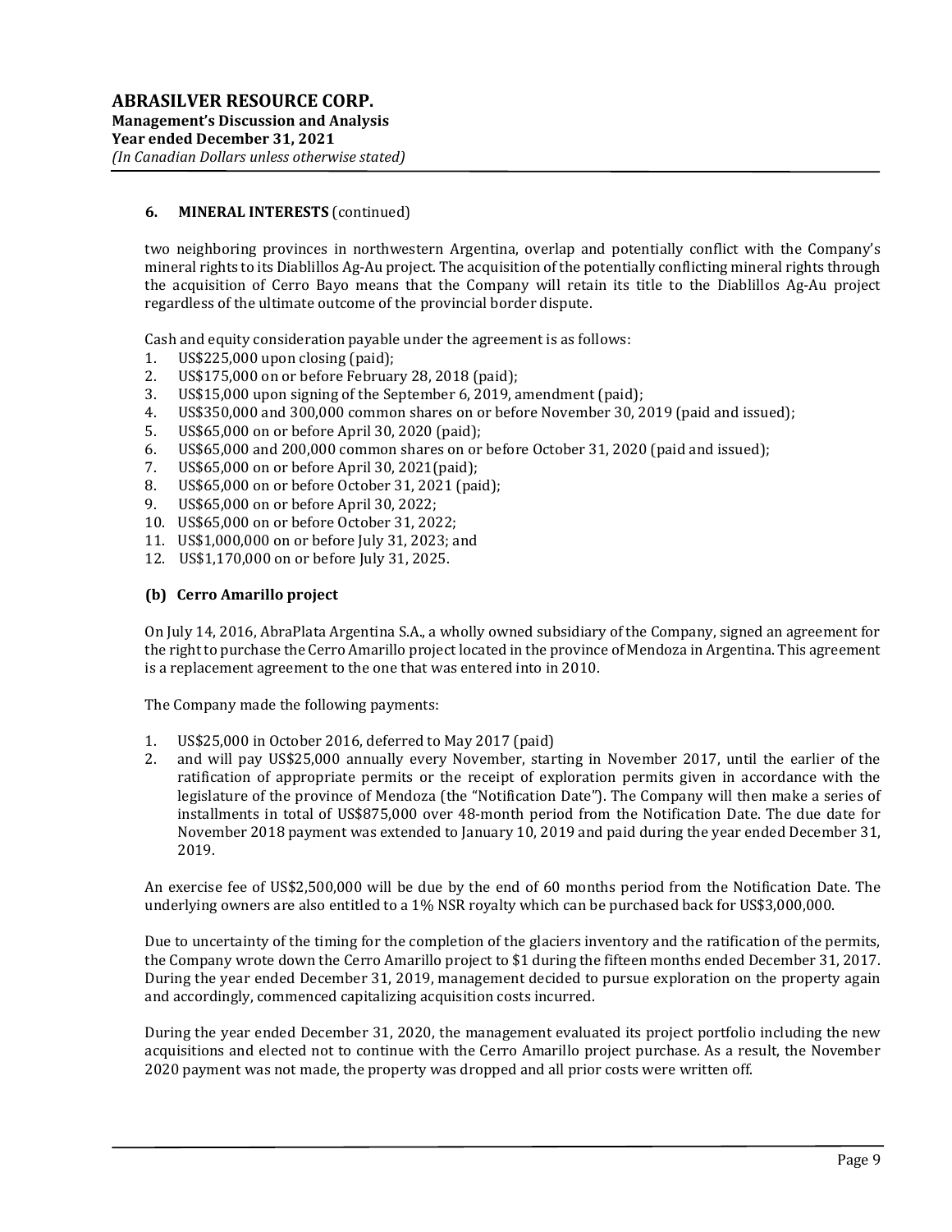### 6. MINERAL INTERESTS (continued)

two neighboring provinces in northwestern Argentina, overlap and potentially conflict with the Company's mineral rights to its Diablillos Ag-Au project. The acquisition of the potentially conflicting mineral rights through the acquisition of Cerro Bayo means that the Company will retain its title to the Diablillos Ag-Au project regardless of the ultimate outcome of the provincial border dispute.

Cash and equity consideration payable under the agreement is as follows:

1. US$225,000 upon closing (paid);
2. US$175,000 on or before February 28, 2018 (paid);
3. US$15,000 upon signing of the September 6, 2019, amendment (paid);
4. US$350,000 and 300,000 common shares on or before November 30, 2019 (paid and issued);
5. US$65,000 on or before April 30, 2020 (paid);
6. US$65,000 and 200,000 common shares on or before October 31, 2020 (paid and issued);
7. US$65,000 on or before April 30, 2021(paid);
8. US$65,000 on or before October 31, 2021 (paid);
9. US$65,000 on or before April 30, 2022;
10. US$65,000 on or before October 31, 2022;
11. US$1,000,000 on or before July 31, 2023; and
12. US$1,170,000 on or before July 31, 2025.

#### (b) Cerro Amarillo project

On July 14, 2016, AbraPlata Argentina S.A., a wholly owned subsidiary of the Company, signed an agreement for the right to purchase the Cerro Amarillo project located in the province of Mendoza in Argentina. This agreement is a replacement agreement to the one that was entered into in 2010.

The Company made the following payments:

1. US$25,000 in October 2016, deferred to May 2017 (paid)
2. and will pay US$25,000 annually every November, starting in November 2017, until the earlier of the ratification of appropriate permits or the receipt of exploration permits given in accordance with the legislature of the province of Mendoza (the "Notification Date"). The Company will then make a series of installments in total of US$875,000 over 48-month period from the Notification Date. The due date for November 2018 payment was extended to January 10, 2019 and paid during the year ended December 31, 2019.

An exercise fee of US$2,500,000 will be due by the end of 60 months period from the Notification Date. The underlying owners are also entitled to a 1% NSR royalty which can be purchased back for US$3,000,000.

Due to uncertainty of the timing for the completion of the glaciers inventory and the ratification of the permits, the Company wrote down the Cerro Amarillo project to $1 during the fifteen months ended December 31, 2017. During the year ended December 31, 2019, management decided to pursue exploration on the property again and accordingly, commenced capitalizing acquisition costs incurred.

During the year ended December 31, 2020, the management evaluated its project portfolio including the new acquisitions and elected not to continue with the Cerro Amarillo project purchase. As a result, the November 2020 payment was not made, the property was dropped and all prior costs were written off.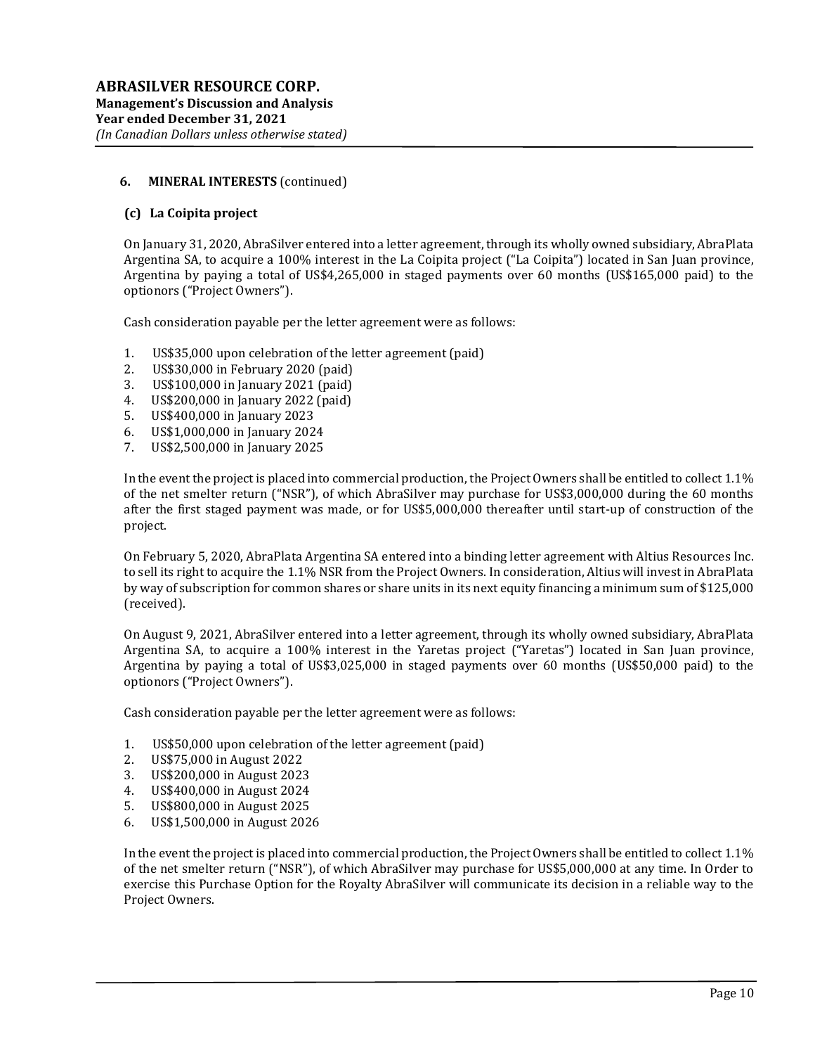## 6. MINERAL INTERESTS (continued)

### (c) La Coipita project

On January 31, 2020, AbraSilver entered into a letter agreement, through its wholly owned subsidiary, AbraPlata Argentina SA, to acquire a 100% interest in the La Coipita project ("La Coipita") located in San Juan province, Argentina by paying a total of US$4,265,000 in staged payments over 60 months (US$165,000 paid) to the optionors ("Project Owners").

Cash consideration payable per the letter agreement were as follows:

1. US$35,000 upon celebration of the letter agreement (paid)
2. US$30,000 in February 2020 (paid)
3. US$100,000 in January 2021 (paid)
4. US$200,000 in January 2022 (paid)
5. US$400,000 in January 2023
6. US$1,000,000 in January 2024
7. US$2,500,000 in January 2025

In the event the project is placed into commercial production, the Project Owners shall be entitled to collect 1.1% of the net smelter return ("NSR"), of which AbraSilver may purchase for US$3,000,000 during the 60 months after the first staged payment was made, or for US$5,000,000 thereafter until start-up of construction of the project.

On February 5, 2020, AbraPlata Argentina SA entered into a binding letter agreement with Altius Resources Inc. to sell its right to acquire the 1.1% NSR from the Project Owners. In consideration, Altius will invest in AbraPlata by way of subscription for common shares or share units in its next equity financing a minimum sum of $125,000 (received).

On August 9, 2021, AbraSilver entered into a letter agreement, through its wholly owned subsidiary, AbraPlata Argentina SA, to acquire a 100% interest in the Yaretas project ("Yaretas") located in San Juan province, Argentina by paying a total of US$3,025,000 in staged payments over 60 months (US$50,000 paid) to the optionors ("Project Owners").

Cash consideration payable per the letter agreement were as follows:

1. US$50,000 upon celebration of the letter agreement (paid)
2. US$75,000 in August 2022
3. US$200,000 in August 2023
4. US$400,000 in August 2024
5. US$800,000 in August 2025
6. US$1,500,000 in August 2026

In the event the project is placed into commercial production, the Project Owners shall be entitled to collect 1.1% of the net smelter return ("NSR"), of which AbraSilver may purchase for US$5,000,000 at any time. In Order to exercise this Purchase Option for the Royalty AbraSilver will communicate its decision in a reliable way to the Project Owners.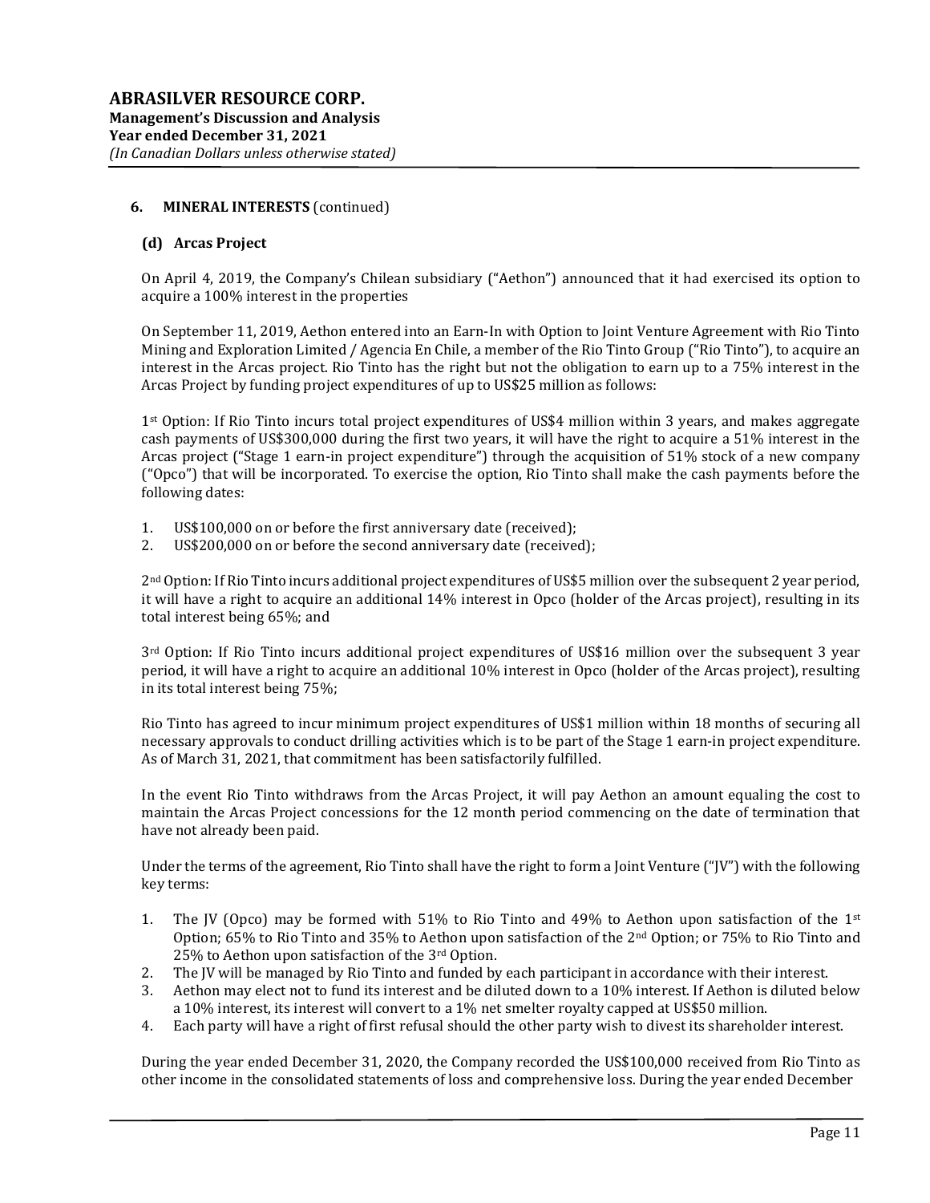## 6. MINERAL INTERESTS (continued)

### (d) Arcas Project

On April 4, 2019, the Company's Chilean subsidiary ("Aethon") announced that it had exercised its option to acquire a 100% interest in the properties

On September 11, 2019, Aethon entered into an Earn-In with Option to Joint Venture Agreement with Rio Tinto Mining and Exploration Limited / Agencia En Chile, a member of the Rio Tinto Group ("Rio Tinto"), to acquire an interest in the Arcas project. Rio Tinto has the right but not the obligation to earn up to a 75% interest in the Arcas Project by funding project expenditures of up to US$25 million as follows:

1st Option: If Rio Tinto incurs total project expenditures of US$4 million within 3 years, and makes aggregate cash payments of US$300,000 during the first two years, it will have the right to acquire a 51% interest in the Arcas project ("Stage 1 earn-in project expenditure") through the acquisition of 51% stock of a new company ("Opco") that will be incorporated. To exercise the option, Rio Tinto shall make the cash payments before the following dates:

1. US$100,000 on or before the first anniversary date (received);
2. US$200,000 on or before the second anniversary date (received);

2nd Option: If Rio Tinto incurs additional project expenditures of US$5 million over the subsequent 2 year period, it will have a right to acquire an additional 14% interest in Opco (holder of the Arcas project), resulting in its total interest being 65%; and

3rd Option: If Rio Tinto incurs additional project expenditures of US$16 million over the subsequent 3 year period, it will have a right to acquire an additional 10% interest in Opco (holder of the Arcas project), resulting in its total interest being 75%;

Rio Tinto has agreed to incur minimum project expenditures of US$1 million within 18 months of securing all necessary approvals to conduct drilling activities which is to be part of the Stage 1 earn-in project expenditure. As of March 31, 2021, that commitment has been satisfactorily fulfilled.

In the event Rio Tinto withdraws from the Arcas Project, it will pay Aethon an amount equaling the cost to maintain the Arcas Project concessions for the 12 month period commencing on the date of termination that have not already been paid.

Under the terms of the agreement, Rio Tinto shall have the right to form a Joint Venture ("JV") with the following key terms:

1. The JV (Opco) may be formed with 51% to Rio Tinto and 49% to Aethon upon satisfaction of the 1st Option; 65% to Rio Tinto and 35% to Aethon upon satisfaction of the 2nd Option; or 75% to Rio Tinto and 25% to Aethon upon satisfaction of the 3rd Option.
2. The JV will be managed by Rio Tinto and funded by each participant in accordance with their interest.
3. Aethon may elect not to fund its interest and be diluted down to a 10% interest. If Aethon is diluted below a 10% interest, its interest will convert to a 1% net smelter royalty capped at US$50 million.
4. Each party will have a right of first refusal should the other party wish to divest its shareholder interest.

During the year ended December 31, 2020, the Company recorded the US$100,000 received from Rio Tinto as other income in the consolidated statements of loss and comprehensive loss. During the year ended December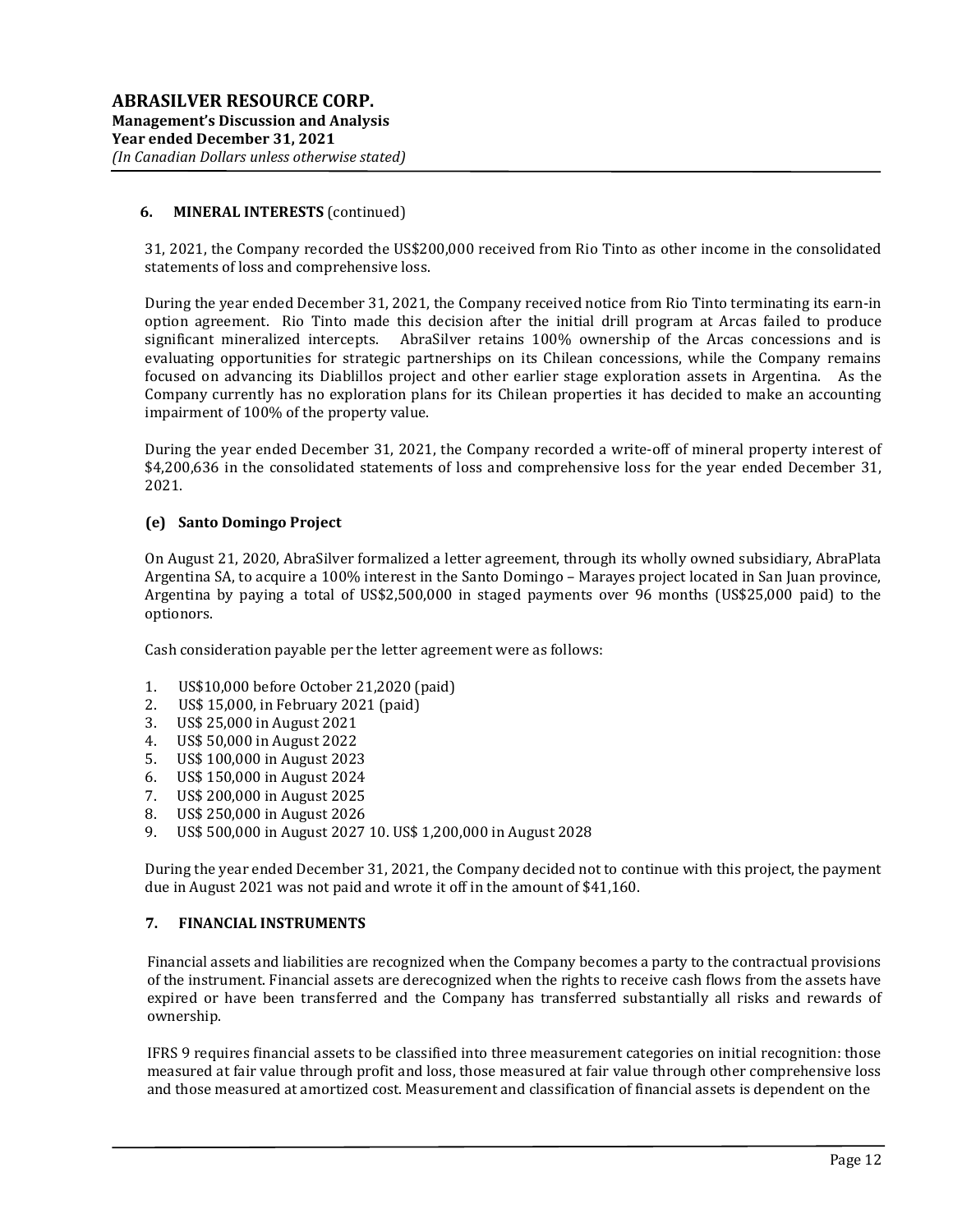### 6. MINERAL INTERESTS (continued)

31, 2021, the Company recorded the US$200,000 received from Rio Tinto as other income in the consolidated statements of loss and comprehensive loss.

During the year ended December 31, 2021, the Company received notice from Rio Tinto terminating its earn-in option agreement. Rio Tinto made this decision after the initial drill program at Arcas failed to produce significant mineralized intercepts. AbraSilver retains 100% ownership of the Arcas concessions and is evaluating opportunities for strategic partnerships on its Chilean concessions, while the Company remains focused on advancing its Diablillos project and other earlier stage exploration assets in Argentina. As the Company currently has no exploration plans for its Chilean properties it has decided to make an accounting impairment of 100% of the property value.

During the year ended December 31, 2021, the Company recorded a write-off of mineral property interest of $4,200,636 in the consolidated statements of loss and comprehensive loss for the year ended December 31, 2021.

#### (e) Santo Domingo Project

On August 21, 2020, AbraSilver formalized a letter agreement, through its wholly owned subsidiary, AbraPlata Argentina SA, to acquire a 100% interest in the Santo Domingo – Marayes project located in San Juan province, Argentina by paying a total of US$2,500,000 in staged payments over 96 months (US$25,000 paid) to the optionors.

Cash consideration payable per the letter agreement were as follows:

1. US$10,000 before October 21,2020 (paid)
2. US$ 15,000, in February 2021 (paid)
3. US$ 25,000 in August 2021
4. US$ 50,000 in August 2022
5. US$ 100,000 in August 2023
6. US$ 150,000 in August 2024
7. US$ 200,000 in August 2025
8. US$ 250,000 in August 2026
9. US$ 500,000 in August 2027 10. US$ 1,200,000 in August 2028

During the year ended December 31, 2021, the Company decided not to continue with this project, the payment due in August 2021 was not paid and wrote it off in the amount of $41,160.

### 7. FINANCIAL INSTRUMENTS

Financial assets and liabilities are recognized when the Company becomes a party to the contractual provisions of the instrument. Financial assets are derecognized when the rights to receive cash flows from the assets have expired or have been transferred and the Company has transferred substantially all risks and rewards of ownership.

IFRS 9 requires financial assets to be classified into three measurement categories on initial recognition: those measured at fair value through profit and loss, those measured at fair value through other comprehensive loss and those measured at amortized cost. Measurement and classification of financial assets is dependent on the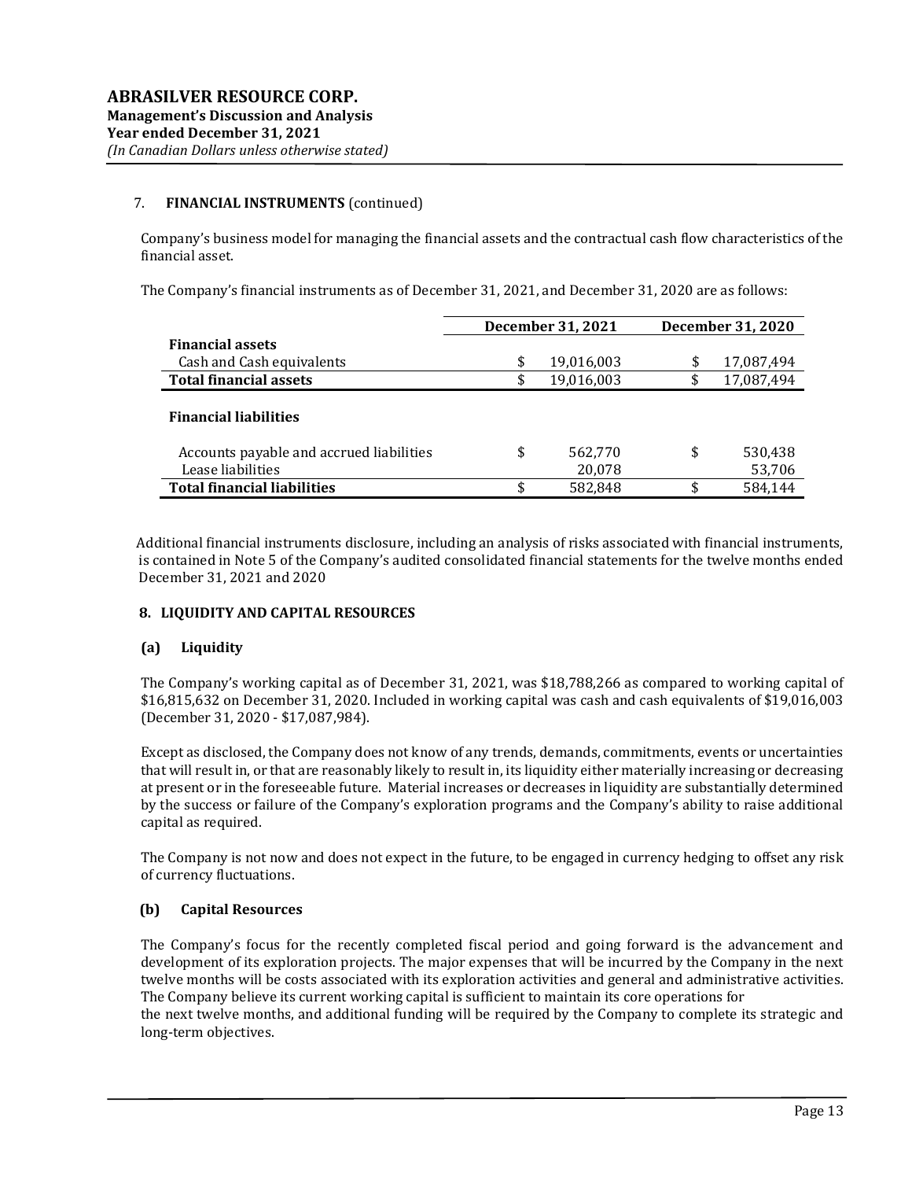## 7. FINANCIAL INSTRUMENTS (continued)

Company's business model for managing the financial assets and the contractual cash flow characteristics of the financial asset.

The Company's financial instruments as of December 31, 2021, and December 31, 2020 are as follows:

| | December 31, 2021 | December 31, 2020 |
|---|---|---|
| **Financial assets** | | |
| Cash and Cash equivalents | $ 19,016,003 | $ 17,087,494 |
| **Total financial assets** | $ 19,016,003 | $ 17,087,494 |
| **Financial liabilities** | | |
| Accounts payable and accrued liabilities | $ 562,770 | $ 530,438 |
| Lease liabilities | 20,078 | 53,706 |
| **Total financial liabilities** | $ 582,848 | $ 584,144 |

Additional financial instruments disclosure, including an analysis of risks associated with financial instruments, is contained in Note 5 of the Company's audited consolidated financial statements for the twelve months ended December 31, 2021 and 2020

## 8. LIQUIDITY AND CAPITAL RESOURCES

### (a) Liquidity

The Company's working capital as of December 31, 2021, was $18,788,266 as compared to working capital of $16,815,632 on December 31, 2020. Included in working capital was cash and cash equivalents of $19,016,003 (December 31, 2020 - $17,087,984).

Except as disclosed, the Company does not know of any trends, demands, commitments, events or uncertainties that will result in, or that are reasonably likely to result in, its liquidity either materially increasing or decreasing at present or in the foreseeable future. Material increases or decreases in liquidity are substantially determined by the success or failure of the Company's exploration programs and the Company's ability to raise additional capital as required.

The Company is not now and does not expect in the future, to be engaged in currency hedging to offset any risk of currency fluctuations.

### (b) Capital Resources

The Company's focus for the recently completed fiscal period and going forward is the advancement and development of its exploration projects. The major expenses that will be incurred by the Company in the next twelve months will be costs associated with its exploration activities and general and administrative activities. The Company believe its current working capital is sufficient to maintain its core operations for the next twelve months, and additional funding will be required by the Company to complete its strategic and long-term objectives.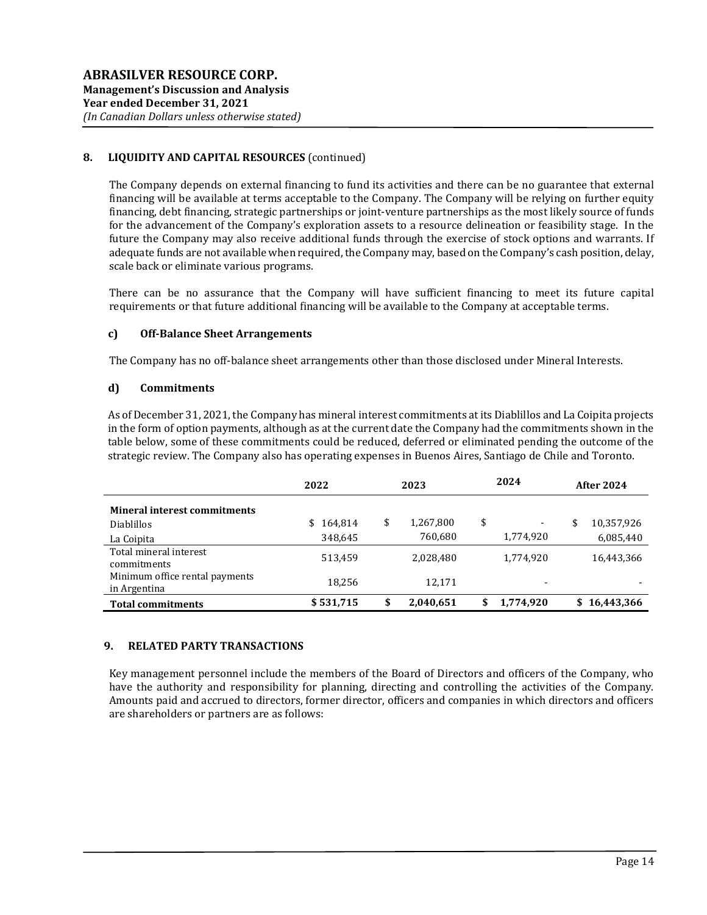## 8. LIQUIDITY AND CAPITAL RESOURCES (continued)

The Company depends on external financing to fund its activities and there can be no guarantee that external financing will be available at terms acceptable to the Company. The Company will be relying on further equity financing, debt financing, strategic partnerships or joint-venture partnerships as the most likely source of funds for the advancement of the Company's exploration assets to a resource delineation or feasibility stage. In the future the Company may also receive additional funds through the exercise of stock options and warrants. If adequate funds are not available when required, the Company may, based on the Company's cash position, delay, scale back or eliminate various programs.

There can be no assurance that the Company will have sufficient financing to meet its future capital requirements or that future additional financing will be available to the Company at acceptable terms.

### c) Off-Balance Sheet Arrangements

The Company has no off-balance sheet arrangements other than those disclosed under Mineral Interests.

### d) Commitments

As of December 31, 2021, the Company has mineral interest commitments at its Diablillos and La Coipita projects in the form of option payments, although as at the current date the Company had the commitments shown in the table below, some of these commitments could be reduced, deferred or eliminated pending the outcome of the strategic review. The Company also has operating expenses in Buenos Aires, Santiago de Chile and Toronto.

| | 2022 | 2023 | 2024 | After 2024 |
|---|---|---|---|---|
| **Mineral interest commitments** | | | | |
| Diablillos | $ 164,814 | $ 1,267,800 | $ - | $ 10,357,926 |
| La Coipita | 348,645 | 760,680 | 1,774,920 | 6,085,440 |
| Total mineral interest commitments | 513,459 | 2,028,480 | 1,774,920 | 16,443,366 |
| Minimum office rental payments in Argentina | 18,256 | 12,171 | - | - |
| **Total commitments** | **$ 531,715** | **$ 2,040,651** | **$ 1,774,920** | **$ 16,443,366** |

## 9. RELATED PARTY TRANSACTIONS

Key management personnel include the members of the Board of Directors and officers of the Company, who have the authority and responsibility for planning, directing and controlling the activities of the Company. Amounts paid and accrued to directors, former director, officers and companies in which directors and officers are shareholders or partners are as follows: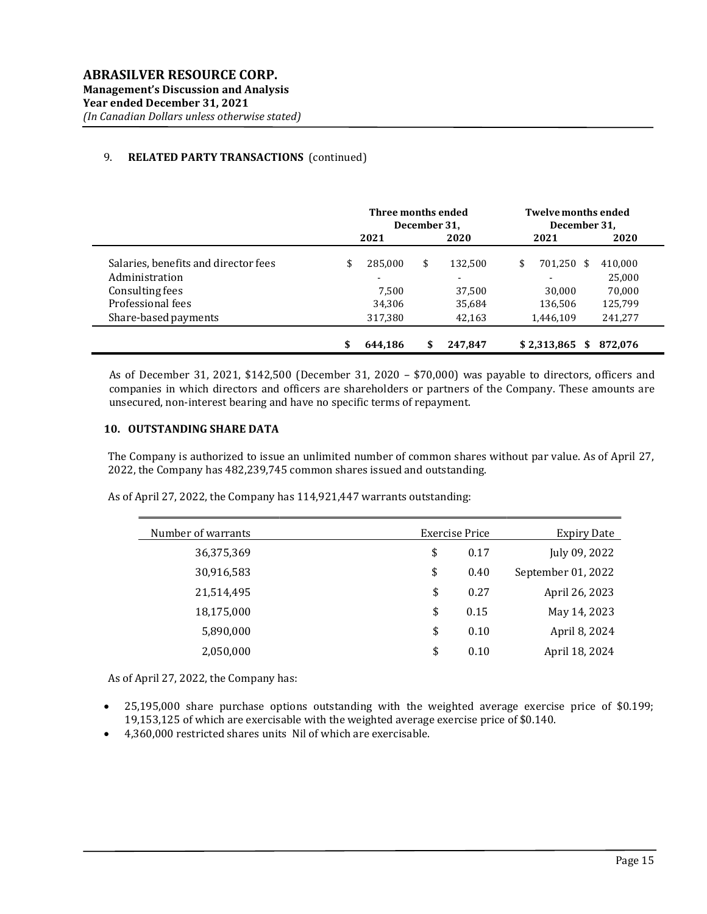## 9. RELATED PARTY TRANSACTIONS (continued)

| | Three months ended December 31, | | Twelve months ended December 31, | |
|---|---|---|---|---|
| | 2021 | 2020 | 2021 | 2020 |
| Salaries, benefits and director fees | $ 285,000 | $ 132,500 | $ 701,250 | $ 410,000 |
| Administration | - | - | - | 25,000 |
| Consulting fees | 7,500 | 37,500 | 30,000 | 70,000 |
| Professional fees | 34,306 | 35,684 | 136,506 | 125,799 |
| Share-based payments | 317,380 | 42,163 | 1,446,109 | 241,277 |
| | **$ 644,186** | **$ 247,847** | **$ 2,313,865** | **$ 872,076** |

As of December 31, 2021, $142,500 (December 31, 2020 – $70,000) was payable to directors, officers and companies in which directors and officers are shareholders or partners of the Company. These amounts are unsecured, non-interest bearing and have no specific terms of repayment.

## 10. OUTSTANDING SHARE DATA

The Company is authorized to issue an unlimited number of common shares without par value. As of April 27, 2022, the Company has 482,239,745 common shares issued and outstanding.

As of April 27, 2022, the Company has 114,921,447 warrants outstanding:

| Number of warrants | Exercise Price | Expiry Date |
|---|---|---|
| 36,375,369 | $ 0.17 | July 09, 2022 |
| 30,916,583 | $ 0.40 | September 01, 2022 |
| 21,514,495 | $ 0.27 | April 26, 2023 |
| 18,175,000 | $ 0.15 | May 14, 2023 |
| 5,890,000 | $ 0.10 | April 8, 2024 |
| 2,050,000 | $ 0.10 | April 18, 2024 |

As of April 27, 2022, the Company has:

- 25,195,000 share purchase options outstanding with the weighted average exercise price of $0.199; 19,153,125 of which are exercisable with the weighted average exercise price of $0.140.
- 4,360,000 restricted shares units Nil of which are exercisable.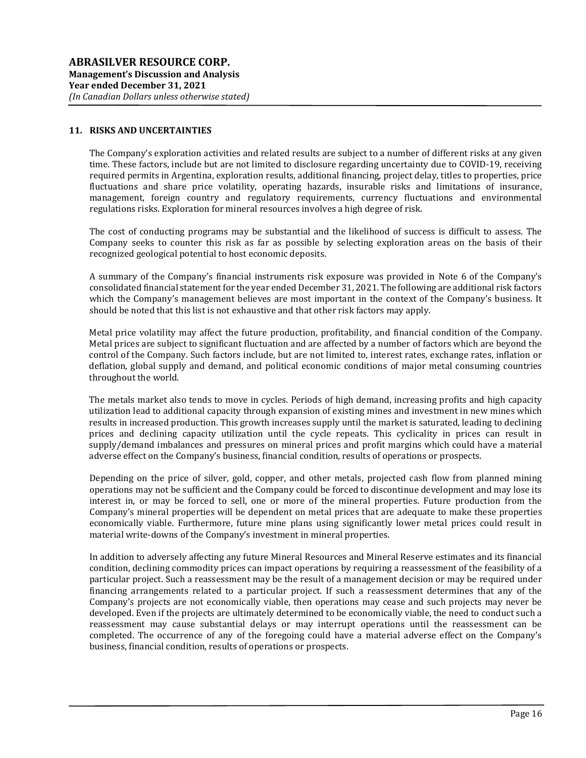## 11. RISKS AND UNCERTAINTIES

The Company's exploration activities and related results are subject to a number of different risks at any given time. These factors, include but are not limited to disclosure regarding uncertainty due to COVID-19, receiving required permits in Argentina, exploration results, additional financing, project delay, titles to properties, price fluctuations and share price volatility, operating hazards, insurable risks and limitations of insurance, management, foreign country and regulatory requirements, currency fluctuations and environmental regulations risks. Exploration for mineral resources involves a high degree of risk.

The cost of conducting programs may be substantial and the likelihood of success is difficult to assess. The Company seeks to counter this risk as far as possible by selecting exploration areas on the basis of their recognized geological potential to host economic deposits.

A summary of the Company's financial instruments risk exposure was provided in Note 6 of the Company's consolidated financial statement for the year ended December 31, 2021. The following are additional risk factors which the Company's management believes are most important in the context of the Company's business. It should be noted that this list is not exhaustive and that other risk factors may apply.

Metal price volatility may affect the future production, profitability, and financial condition of the Company. Metal prices are subject to significant fluctuation and are affected by a number of factors which are beyond the control of the Company. Such factors include, but are not limited to, interest rates, exchange rates, inflation or deflation, global supply and demand, and political economic conditions of major metal consuming countries throughout the world.

The metals market also tends to move in cycles. Periods of high demand, increasing profits and high capacity utilization lead to additional capacity through expansion of existing mines and investment in new mines which results in increased production. This growth increases supply until the market is saturated, leading to declining prices and declining capacity utilization until the cycle repeats. This cyclicality in prices can result in supply/demand imbalances and pressures on mineral prices and profit margins which could have a material adverse effect on the Company's business, financial condition, results of operations or prospects.

Depending on the price of silver, gold, copper, and other metals, projected cash flow from planned mining operations may not be sufficient and the Company could be forced to discontinue development and may lose its interest in, or may be forced to sell, one or more of the mineral properties. Future production from the Company's mineral properties will be dependent on metal prices that are adequate to make these properties economically viable. Furthermore, future mine plans using significantly lower metal prices could result in material write-downs of the Company's investment in mineral properties.

In addition to adversely affecting any future Mineral Resources and Mineral Reserve estimates and its financial condition, declining commodity prices can impact operations by requiring a reassessment of the feasibility of a particular project. Such a reassessment may be the result of a management decision or may be required under financing arrangements related to a particular project. If such a reassessment determines that any of the Company's projects are not economically viable, then operations may cease and such projects may never be developed. Even if the projects are ultimately determined to be economically viable, the need to conduct such a reassessment may cause substantial delays or may interrupt operations until the reassessment can be completed. The occurrence of any of the foregoing could have a material adverse effect on the Company's business, financial condition, results of operations or prospects.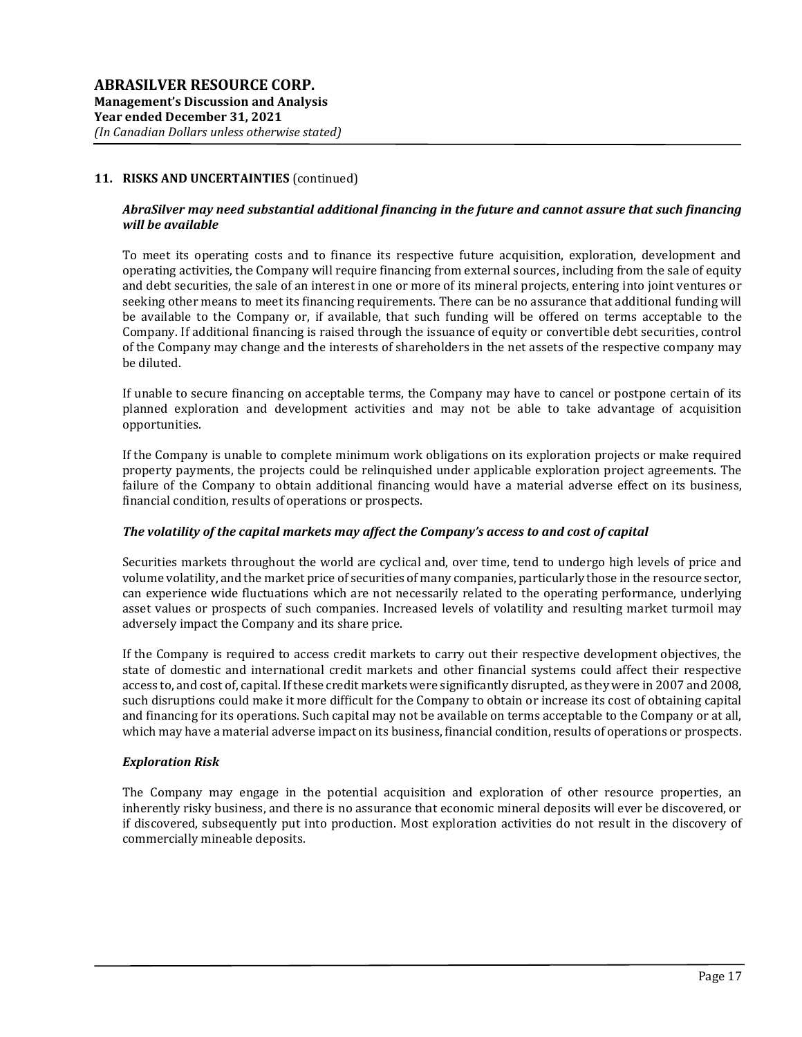## 11. RISKS AND UNCERTAINTIES (continued)

### *AbraSilver may need substantial additional financing in the future and cannot assure that such financing will be available*

To meet its operating costs and to finance its respective future acquisition, exploration, development and operating activities, the Company will require financing from external sources, including from the sale of equity and debt securities, the sale of an interest in one or more of its mineral projects, entering into joint ventures or seeking other means to meet its financing requirements. There can be no assurance that additional funding will be available to the Company or, if available, that such funding will be offered on terms acceptable to the Company. If additional financing is raised through the issuance of equity or convertible debt securities, control of the Company may change and the interests of shareholders in the net assets of the respective company may be diluted.

If unable to secure financing on acceptable terms, the Company may have to cancel or postpone certain of its planned exploration and development activities and may not be able to take advantage of acquisition opportunities.

If the Company is unable to complete minimum work obligations on its exploration projects or make required property payments, the projects could be relinquished under applicable exploration project agreements. The failure of the Company to obtain additional financing would have a material adverse effect on its business, financial condition, results of operations or prospects.

### *The volatility of the capital markets may affect the Company's access to and cost of capital*

Securities markets throughout the world are cyclical and, over time, tend to undergo high levels of price and volume volatility, and the market price of securities of many companies, particularly those in the resource sector, can experience wide fluctuations which are not necessarily related to the operating performance, underlying asset values or prospects of such companies. Increased levels of volatility and resulting market turmoil may adversely impact the Company and its share price.

If the Company is required to access credit markets to carry out their respective development objectives, the state of domestic and international credit markets and other financial systems could affect their respective access to, and cost of, capital. If these credit markets were significantly disrupted, as they were in 2007 and 2008, such disruptions could make it more difficult for the Company to obtain or increase its cost of obtaining capital and financing for its operations. Such capital may not be available on terms acceptable to the Company or at all, which may have a material adverse impact on its business, financial condition, results of operations or prospects.

### *Exploration Risk*

The Company may engage in the potential acquisition and exploration of other resource properties, an inherently risky business, and there is no assurance that economic mineral deposits will ever be discovered, or if discovered, subsequently put into production. Most exploration activities do not result in the discovery of commercially mineable deposits.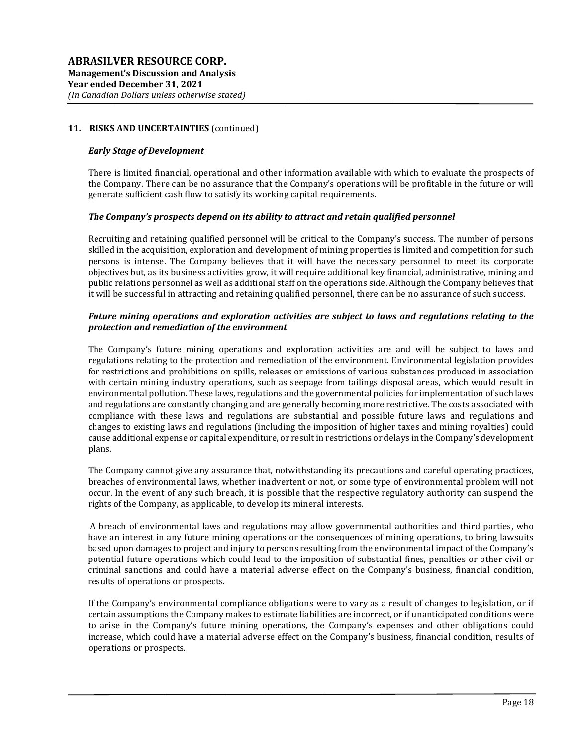## 11. RISKS AND UNCERTAINTIES (continued)

***Early Stage of Development***

There is limited financial, operational and other information available with which to evaluate the prospects of the Company. There can be no assurance that the Company's operations will be profitable in the future or will generate sufficient cash flow to satisfy its working capital requirements.

***The Company's prospects depend on its ability to attract and retain qualified personnel***

Recruiting and retaining qualified personnel will be critical to the Company's success. The number of persons skilled in the acquisition, exploration and development of mining properties is limited and competition for such persons is intense. The Company believes that it will have the necessary personnel to meet its corporate objectives but, as its business activities grow, it will require additional key financial, administrative, mining and public relations personnel as well as additional staff on the operations side. Although the Company believes that it will be successful in attracting and retaining qualified personnel, there can be no assurance of such success.

***Future mining operations and exploration activities are subject to laws and regulations relating to the protection and remediation of the environment***

The Company's future mining operations and exploration activities are and will be subject to laws and regulations relating to the protection and remediation of the environment. Environmental legislation provides for restrictions and prohibitions on spills, releases or emissions of various substances produced in association with certain mining industry operations, such as seepage from tailings disposal areas, which would result in environmental pollution. These laws, regulations and the governmental policies for implementation of such laws and regulations are constantly changing and are generally becoming more restrictive. The costs associated with compliance with these laws and regulations are substantial and possible future laws and regulations and changes to existing laws and regulations (including the imposition of higher taxes and mining royalties) could cause additional expense or capital expenditure, or result in restrictions or delays in the Company's development plans.

The Company cannot give any assurance that, notwithstanding its precautions and careful operating practices, breaches of environmental laws, whether inadvertent or not, or some type of environmental problem will not occur. In the event of any such breach, it is possible that the respective regulatory authority can suspend the rights of the Company, as applicable, to develop its mineral interests.

A breach of environmental laws and regulations may allow governmental authorities and third parties, who have an interest in any future mining operations or the consequences of mining operations, to bring lawsuits based upon damages to project and injury to persons resulting from the environmental impact of the Company's potential future operations which could lead to the imposition of substantial fines, penalties or other civil or criminal sanctions and could have a material adverse effect on the Company's business, financial condition, results of operations or prospects.

If the Company's environmental compliance obligations were to vary as a result of changes to legislation, or if certain assumptions the Company makes to estimate liabilities are incorrect, or if unanticipated conditions were to arise in the Company's future mining operations, the Company's expenses and other obligations could increase, which could have a material adverse effect on the Company's business, financial condition, results of operations or prospects.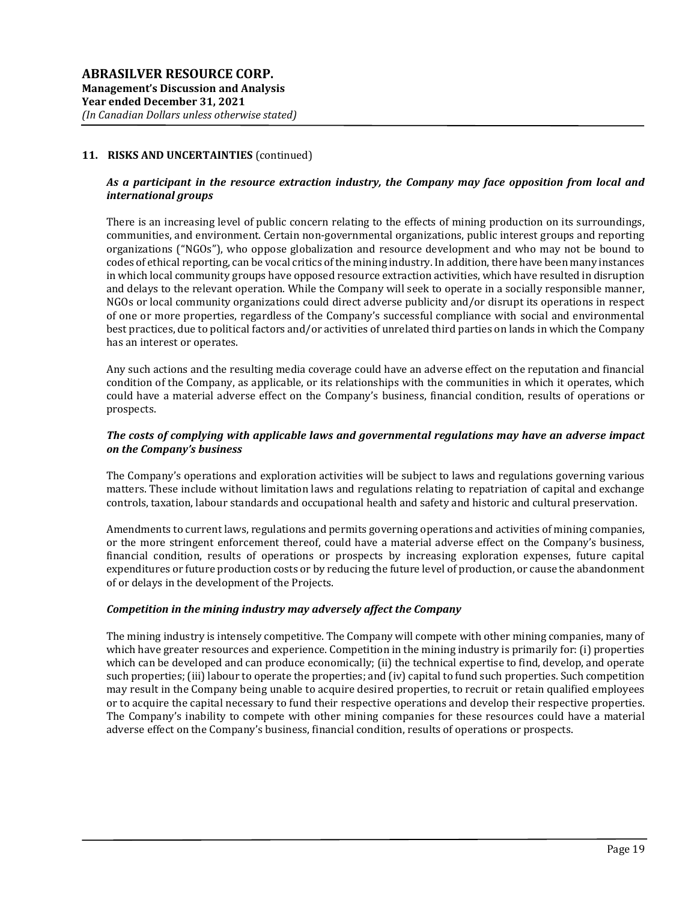## 11. RISKS AND UNCERTAINTIES (continued)

### *As a participant in the resource extraction industry, the Company may face opposition from local and international groups*

There is an increasing level of public concern relating to the effects of mining production on its surroundings, communities, and environment. Certain non-governmental organizations, public interest groups and reporting organizations ("NGOs"), who oppose globalization and resource development and who may not be bound to codes of ethical reporting, can be vocal critics of the mining industry. In addition, there have been many instances in which local community groups have opposed resource extraction activities, which have resulted in disruption and delays to the relevant operation. While the Company will seek to operate in a socially responsible manner, NGOs or local community organizations could direct adverse publicity and/or disrupt its operations in respect of one or more properties, regardless of the Company's successful compliance with social and environmental best practices, due to political factors and/or activities of unrelated third parties on lands in which the Company has an interest or operates.

Any such actions and the resulting media coverage could have an adverse effect on the reputation and financial condition of the Company, as applicable, or its relationships with the communities in which it operates, which could have a material adverse effect on the Company's business, financial condition, results of operations or prospects.

### *The costs of complying with applicable laws and governmental regulations may have an adverse impact on the Company's business*

The Company's operations and exploration activities will be subject to laws and regulations governing various matters. These include without limitation laws and regulations relating to repatriation of capital and exchange controls, taxation, labour standards and occupational health and safety and historic and cultural preservation.

Amendments to current laws, regulations and permits governing operations and activities of mining companies, or the more stringent enforcement thereof, could have a material adverse effect on the Company's business, financial condition, results of operations or prospects by increasing exploration expenses, future capital expenditures or future production costs or by reducing the future level of production, or cause the abandonment of or delays in the development of the Projects.

### *Competition in the mining industry may adversely affect the Company*

The mining industry is intensely competitive. The Company will compete with other mining companies, many of which have greater resources and experience. Competition in the mining industry is primarily for: (i) properties which can be developed and can produce economically; (ii) the technical expertise to find, develop, and operate such properties; (iii) labour to operate the properties; and (iv) capital to fund such properties. Such competition may result in the Company being unable to acquire desired properties, to recruit or retain qualified employees or to acquire the capital necessary to fund their respective operations and develop their respective properties. The Company's inability to compete with other mining companies for these resources could have a material adverse effect on the Company's business, financial condition, results of operations or prospects.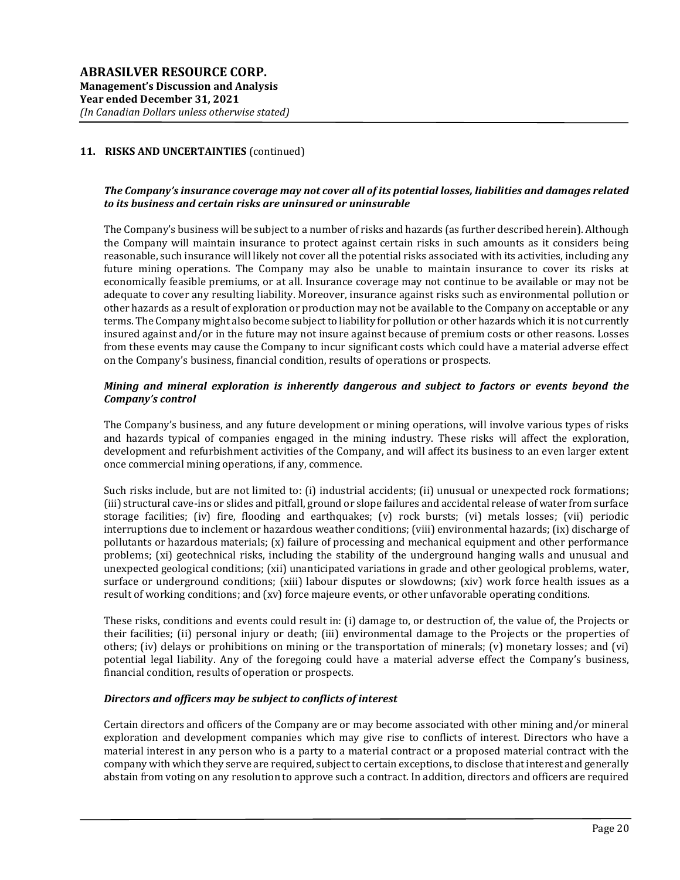## 11. RISKS AND UNCERTAINTIES (continued)

***The Company's insurance coverage may not cover all of its potential losses, liabilities and damages related to its business and certain risks are uninsured or uninsurable***

The Company's business will be subject to a number of risks and hazards (as further described herein). Although the Company will maintain insurance to protect against certain risks in such amounts as it considers being reasonable, such insurance will likely not cover all the potential risks associated with its activities, including any future mining operations. The Company may also be unable to maintain insurance to cover its risks at economically feasible premiums, or at all. Insurance coverage may not continue to be available or may not be adequate to cover any resulting liability. Moreover, insurance against risks such as environmental pollution or other hazards as a result of exploration or production may not be available to the Company on acceptable or any terms. The Company might also become subject to liability for pollution or other hazards which it is not currently insured against and/or in the future may not insure against because of premium costs or other reasons. Losses from these events may cause the Company to incur significant costs which could have a material adverse effect on the Company's business, financial condition, results of operations or prospects.

***Mining and mineral exploration is inherently dangerous and subject to factors or events beyond the Company's control***

The Company's business, and any future development or mining operations, will involve various types of risks and hazards typical of companies engaged in the mining industry. These risks will affect the exploration, development and refurbishment activities of the Company, and will affect its business to an even larger extent once commercial mining operations, if any, commence.

Such risks include, but are not limited to: (i) industrial accidents; (ii) unusual or unexpected rock formations; (iii) structural cave-ins or slides and pitfall, ground or slope failures and accidental release of water from surface storage facilities; (iv) fire, flooding and earthquakes; (v) rock bursts; (vi) metals losses; (vii) periodic interruptions due to inclement or hazardous weather conditions; (viii) environmental hazards; (ix) discharge of pollutants or hazardous materials; (x) failure of processing and mechanical equipment and other performance problems; (xi) geotechnical risks, including the stability of the underground hanging walls and unusual and unexpected geological conditions; (xii) unanticipated variations in grade and other geological problems, water, surface or underground conditions; (xiii) labour disputes or slowdowns; (xiv) work force health issues as a result of working conditions; and (xv) force majeure events, or other unfavorable operating conditions.

These risks, conditions and events could result in: (i) damage to, or destruction of, the value of, the Projects or their facilities; (ii) personal injury or death; (iii) environmental damage to the Projects or the properties of others; (iv) delays or prohibitions on mining or the transportation of minerals; (v) monetary losses; and (vi) potential legal liability. Any of the foregoing could have a material adverse effect the Company's business, financial condition, results of operation or prospects.

***Directors and officers may be subject to conflicts of interest***

Certain directors and officers of the Company are or may become associated with other mining and/or mineral exploration and development companies which may give rise to conflicts of interest. Directors who have a material interest in any person who is a party to a material contract or a proposed material contract with the company with which they serve are required, subject to certain exceptions, to disclose that interest and generally abstain from voting on any resolution to approve such a contract. In addition, directors and officers are required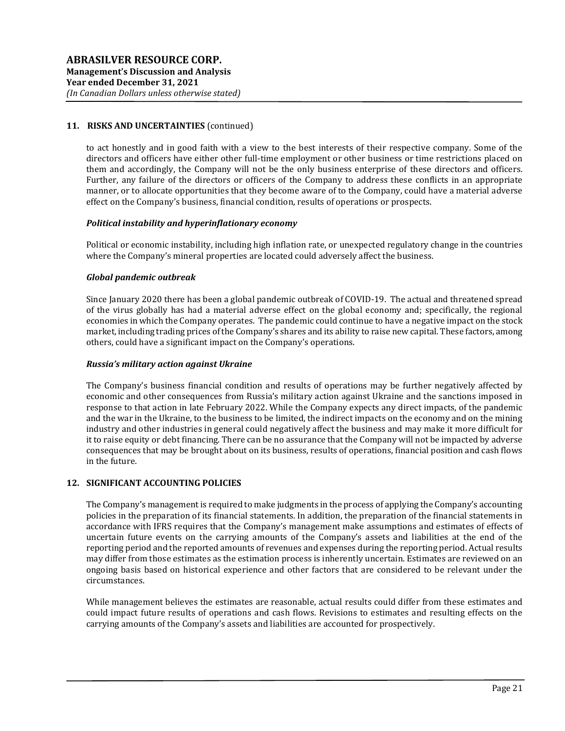## 11. RISKS AND UNCERTAINTIES (continued)

to act honestly and in good faith with a view to the best interests of their respective company. Some of the directors and officers have either other full-time employment or other business or time restrictions placed on them and accordingly, the Company will not be the only business enterprise of these directors and officers. Further, any failure of the directors or officers of the Company to address these conflicts in an appropriate manner, or to allocate opportunities that they become aware of to the Company, could have a material adverse effect on the Company's business, financial condition, results of operations or prospects.

### *Political instability and hyperinflationary economy*

Political or economic instability, including high inflation rate, or unexpected regulatory change in the countries where the Company's mineral properties are located could adversely affect the business.

### *Global pandemic outbreak*

Since January 2020 there has been a global pandemic outbreak of COVID-19. The actual and threatened spread of the virus globally has had a material adverse effect on the global economy and; specifically, the regional economies in which the Company operates. The pandemic could continue to have a negative impact on the stock market, including trading prices of the Company's shares and its ability to raise new capital. These factors, among others, could have a significant impact on the Company's operations.

### *Russia's military action against Ukraine*

The Company's business financial condition and results of operations may be further negatively affected by economic and other consequences from Russia's military action against Ukraine and the sanctions imposed in response to that action in late February 2022. While the Company expects any direct impacts, of the pandemic and the war in the Ukraine, to the business to be limited, the indirect impacts on the economy and on the mining industry and other industries in general could negatively affect the business and may make it more difficult for it to raise equity or debt financing. There can be no assurance that the Company will not be impacted by adverse consequences that may be brought about on its business, results of operations, financial position and cash flows in the future.

## 12. SIGNIFICANT ACCOUNTING POLICIES

The Company's management is required to make judgments in the process of applying the Company's accounting policies in the preparation of its financial statements. In addition, the preparation of the financial statements in accordance with IFRS requires that the Company's management make assumptions and estimates of effects of uncertain future events on the carrying amounts of the Company's assets and liabilities at the end of the reporting period and the reported amounts of revenues and expenses during the reporting period. Actual results may differ from those estimates as the estimation process is inherently uncertain. Estimates are reviewed on an ongoing basis based on historical experience and other factors that are considered to be relevant under the circumstances.

While management believes the estimates are reasonable, actual results could differ from these estimates and could impact future results of operations and cash flows. Revisions to estimates and resulting effects on the carrying amounts of the Company's assets and liabilities are accounted for prospectively.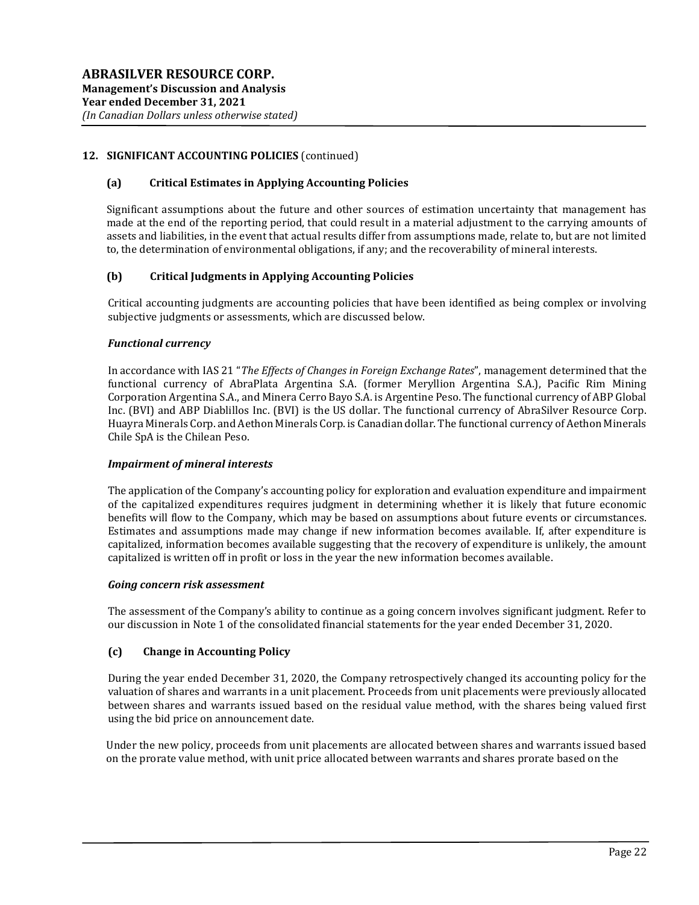## 12. SIGNIFICANT ACCOUNTING POLICIES (continued)

### (a) Critical Estimates in Applying Accounting Policies

Significant assumptions about the future and other sources of estimation uncertainty that management has made at the end of the reporting period, that could result in a material adjustment to the carrying amounts of assets and liabilities, in the event that actual results differ from assumptions made, relate to, but are not limited to, the determination of environmental obligations, if any; and the recoverability of mineral interests.

### (b) Critical Judgments in Applying Accounting Policies

Critical accounting judgments are accounting policies that have been identified as being complex or involving subjective judgments or assessments, which are discussed below.

***Functional currency***

In accordance with IAS 21 "*The Effects of Changes in Foreign Exchange Rates*", management determined that the functional currency of AbraPlata Argentina S.A. (former Meryllion Argentina S.A.), Pacific Rim Mining Corporation Argentina S.A., and Minera Cerro Bayo S.A. is Argentine Peso. The functional currency of ABP Global Inc. (BVI) and ABP Diablillos Inc. (BVI) is the US dollar. The functional currency of AbraSilver Resource Corp. Huayra Minerals Corp. and Aethon Minerals Corp. is Canadian dollar. The functional currency of Aethon Minerals Chile SpA is the Chilean Peso.

***Impairment of mineral interests***

The application of the Company's accounting policy for exploration and evaluation expenditure and impairment of the capitalized expenditures requires judgment in determining whether it is likely that future economic benefits will flow to the Company, which may be based on assumptions about future events or circumstances. Estimates and assumptions made may change if new information becomes available. If, after expenditure is capitalized, information becomes available suggesting that the recovery of expenditure is unlikely, the amount capitalized is written off in profit or loss in the year the new information becomes available.

***Going concern risk assessment***

The assessment of the Company's ability to continue as a going concern involves significant judgment. Refer to our discussion in Note 1 of the consolidated financial statements for the year ended December 31, 2020.

### (c) Change in Accounting Policy

During the year ended December 31, 2020, the Company retrospectively changed its accounting policy for the valuation of shares and warrants in a unit placement. Proceeds from unit placements were previously allocated between shares and warrants issued based on the residual value method, with the shares being valued first using the bid price on announcement date.

Under the new policy, proceeds from unit placements are allocated between shares and warrants issued based on the prorate value method, with unit price allocated between warrants and shares prorate based on the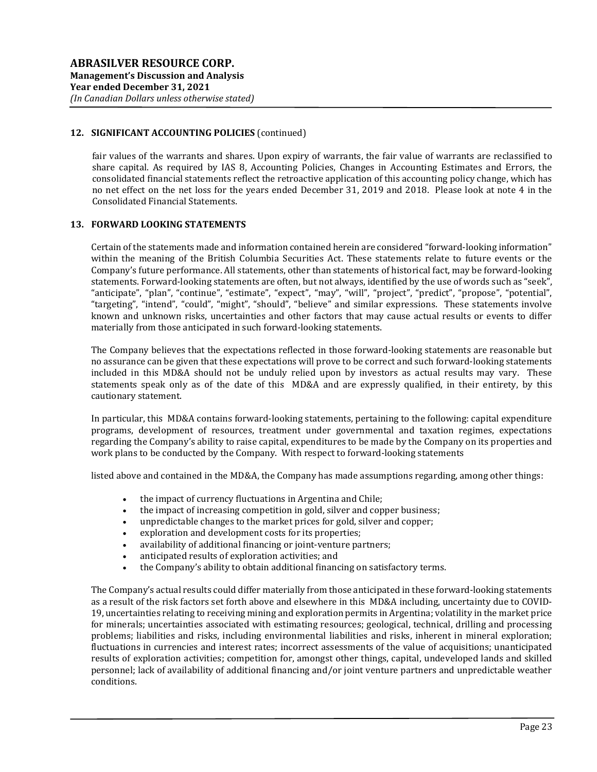## 12. SIGNIFICANT ACCOUNTING POLICIES (continued)

fair values of the warrants and shares. Upon expiry of warrants, the fair value of warrants are reclassified to share capital. As required by IAS 8, Accounting Policies, Changes in Accounting Estimates and Errors, the consolidated financial statements reflect the retroactive application of this accounting policy change, which has no net effect on the net loss for the years ended December 31, 2019 and 2018. Please look at note 4 in the Consolidated Financial Statements.

## 13. FORWARD LOOKING STATEMENTS

Certain of the statements made and information contained herein are considered "forward-looking information" within the meaning of the British Columbia Securities Act. These statements relate to future events or the Company's future performance. All statements, other than statements of historical fact, may be forward-looking statements. Forward-looking statements are often, but not always, identified by the use of words such as "seek", "anticipate", "plan", "continue", "estimate", "expect", "may", "will", "project", "predict", "propose", "potential", "targeting", "intend", "could", "might", "should", "believe" and similar expressions. These statements involve known and unknown risks, uncertainties and other factors that may cause actual results or events to differ materially from those anticipated in such forward-looking statements.

The Company believes that the expectations reflected in those forward-looking statements are reasonable but no assurance can be given that these expectations will prove to be correct and such forward-looking statements included in this MD&A should not be unduly relied upon by investors as actual results may vary. These statements speak only as of the date of this MD&A and are expressly qualified, in their entirety, by this cautionary statement.

In particular, this MD&A contains forward-looking statements, pertaining to the following: capital expenditure programs, development of resources, treatment under governmental and taxation regimes, expectations regarding the Company's ability to raise capital, expenditures to be made by the Company on its properties and work plans to be conducted by the Company. With respect to forward-looking statements

listed above and contained in the MD&A, the Company has made assumptions regarding, among other things:

- the impact of currency fluctuations in Argentina and Chile;
- the impact of increasing competition in gold, silver and copper business;
- unpredictable changes to the market prices for gold, silver and copper;
- exploration and development costs for its properties;
- availability of additional financing or joint-venture partners;
- anticipated results of exploration activities; and
- the Company's ability to obtain additional financing on satisfactory terms.

The Company's actual results could differ materially from those anticipated in these forward-looking statements as a result of the risk factors set forth above and elsewhere in this MD&A including, uncertainty due to COVID-19, uncertainties relating to receiving mining and exploration permits in Argentina; volatility in the market price for minerals; uncertainties associated with estimating resources; geological, technical, drilling and processing problems; liabilities and risks, including environmental liabilities and risks, inherent in mineral exploration; fluctuations in currencies and interest rates; incorrect assessments of the value of acquisitions; unanticipated results of exploration activities; competition for, amongst other things, capital, undeveloped lands and skilled personnel; lack of availability of additional financing and/or joint venture partners and unpredictable weather conditions.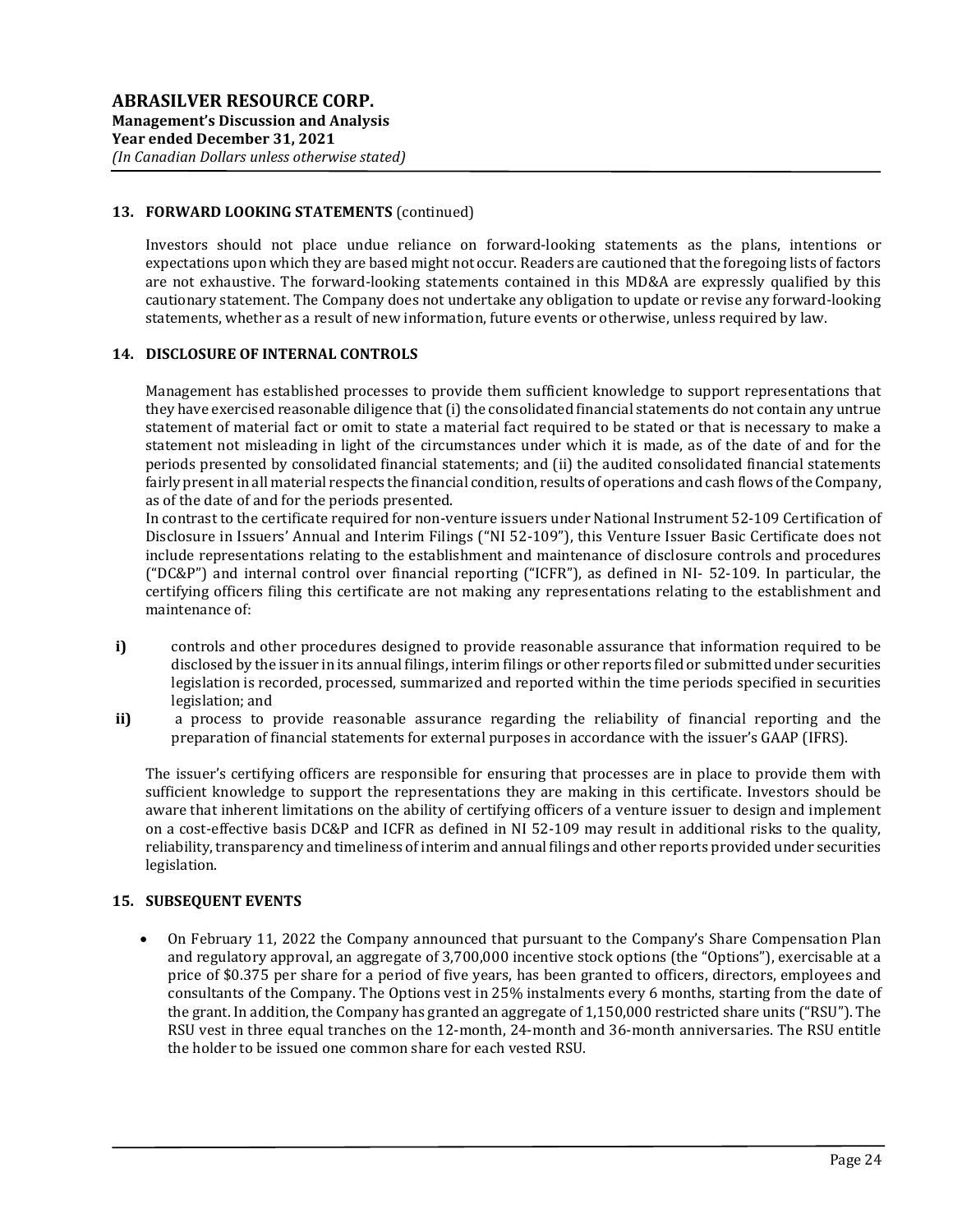## 13. FORWARD LOOKING STATEMENTS (continued)

Investors should not place undue reliance on forward-looking statements as the plans, intentions or expectations upon which they are based might not occur. Readers are cautioned that the foregoing lists of factors are not exhaustive. The forward-looking statements contained in this MD&A are expressly qualified by this cautionary statement. The Company does not undertake any obligation to update or revise any forward-looking statements, whether as a result of new information, future events or otherwise, unless required by law.

## 14. DISCLOSURE OF INTERNAL CONTROLS

Management has established processes to provide them sufficient knowledge to support representations that they have exercised reasonable diligence that (i) the consolidated financial statements do not contain any untrue statement of material fact or omit to state a material fact required to be stated or that is necessary to make a statement not misleading in light of the circumstances under which it is made, as of the date of and for the periods presented by consolidated financial statements; and (ii) the audited consolidated financial statements fairly present in all material respects the financial condition, results of operations and cash flows of the Company, as of the date of and for the periods presented.

In contrast to the certificate required for non-venture issuers under National Instrument 52-109 Certification of Disclosure in Issuers' Annual and Interim Filings ("NI 52-109"), this Venture Issuer Basic Certificate does not include representations relating to the establishment and maintenance of disclosure controls and procedures ("DC&P") and internal control over financial reporting ("ICFR"), as defined in NI- 52-109. In particular, the certifying officers filing this certificate are not making any representations relating to the establishment and maintenance of:

**i)** controls and other procedures designed to provide reasonable assurance that information required to be disclosed by the issuer in its annual filings, interim filings or other reports filed or submitted under securities legislation is recorded, processed, summarized and reported within the time periods specified in securities legislation; and

**ii)** a process to provide reasonable assurance regarding the reliability of financial reporting and the preparation of financial statements for external purposes in accordance with the issuer's GAAP (IFRS).

The issuer's certifying officers are responsible for ensuring that processes are in place to provide them with sufficient knowledge to support the representations they are making in this certificate. Investors should be aware that inherent limitations on the ability of certifying officers of a venture issuer to design and implement on a cost-effective basis DC&P and ICFR as defined in NI 52-109 may result in additional risks to the quality, reliability, transparency and timeliness of interim and annual filings and other reports provided under securities legislation.

## 15. SUBSEQUENT EVENTS

- On February 11, 2022 the Company announced that pursuant to the Company's Share Compensation Plan and regulatory approval, an aggregate of 3,700,000 incentive stock options (the "Options"), exercisable at a price of $0.375 per share for a period of five years, has been granted to officers, directors, employees and consultants of the Company. The Options vest in 25% instalments every 6 months, starting from the date of the grant. In addition, the Company has granted an aggregate of 1,150,000 restricted share units ("RSU"). The RSU vest in three equal tranches on the 12-month, 24-month and 36-month anniversaries. The RSU entitle the holder to be issued one common share for each vested RSU.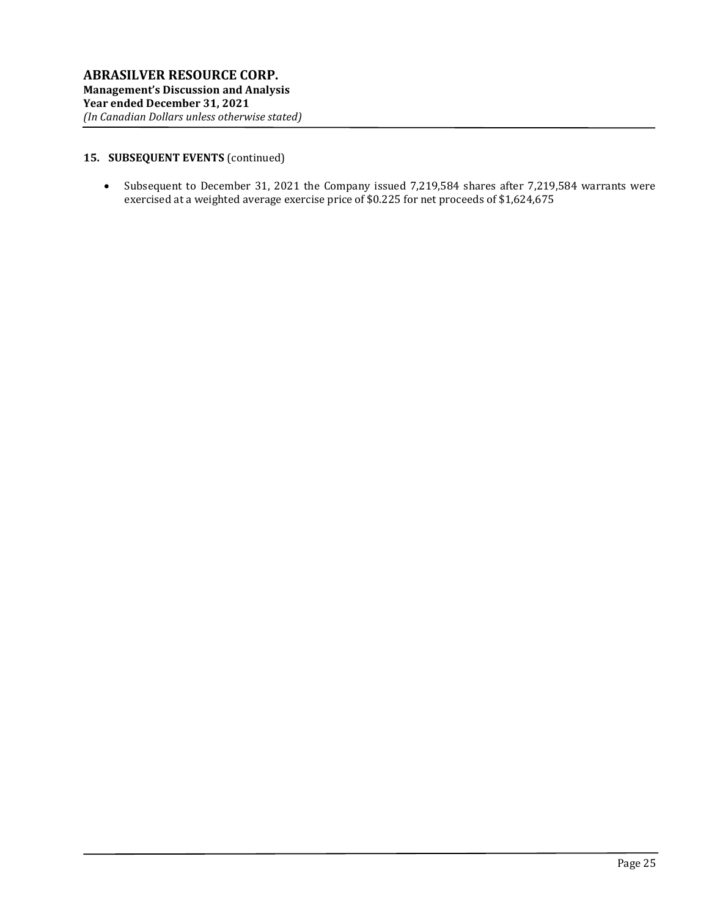## 15. SUBSEQUENT EVENTS (continued)

- Subsequent to December 31, 2021 the Company issued 7,219,584 shares after 7,219,584 warrants were exercised at a weighted average exercise price of $0.225 for net proceeds of $1,624,675